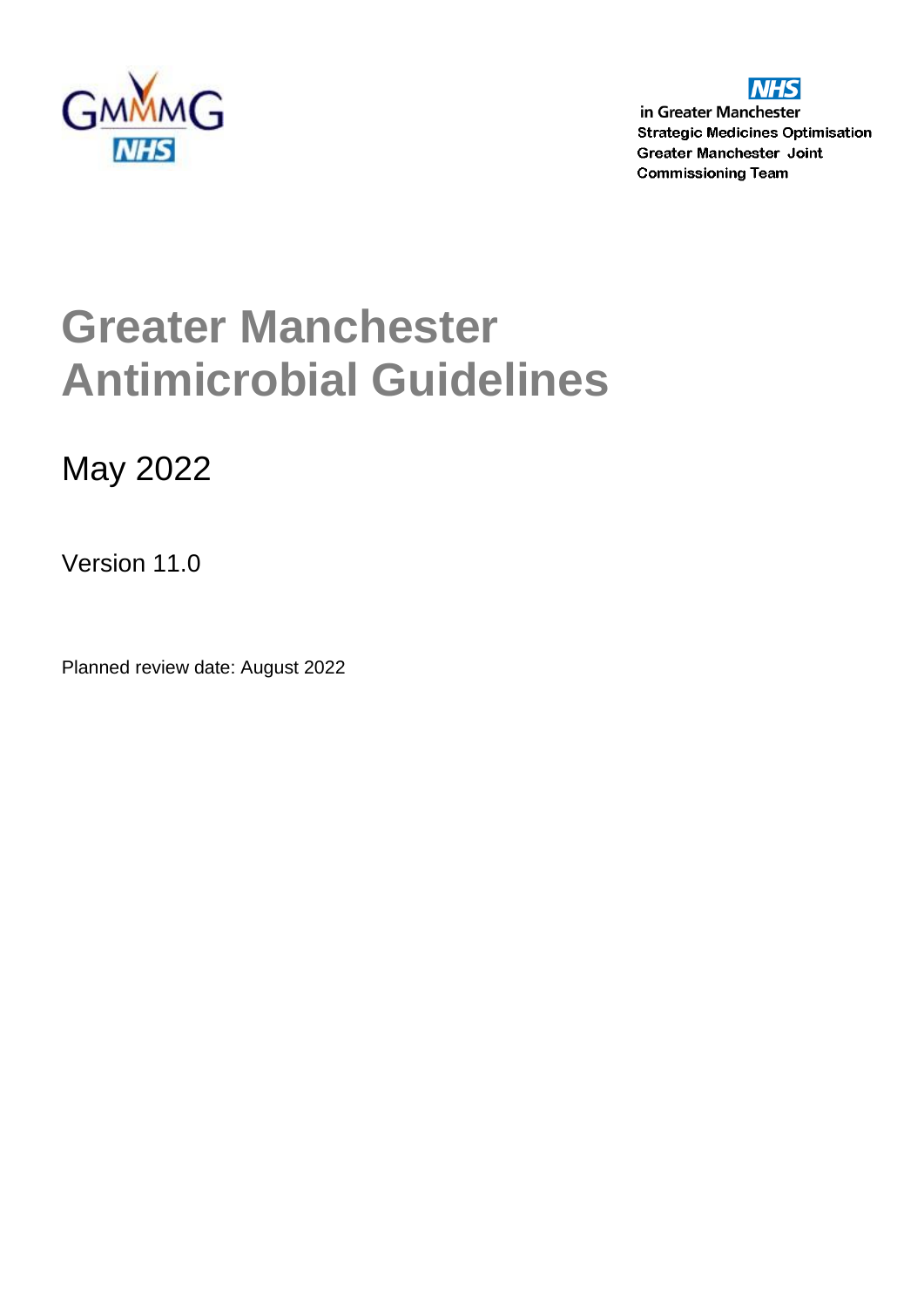GMMMG NHS

NHS in Greater Manchester
Strategic Medicines Optimisation
Greater Manchester Joint Commissioning Team

# Greater Manchester Antimicrobial Guidelines

## May 2022

Version 11.0

Planned review date: August 2022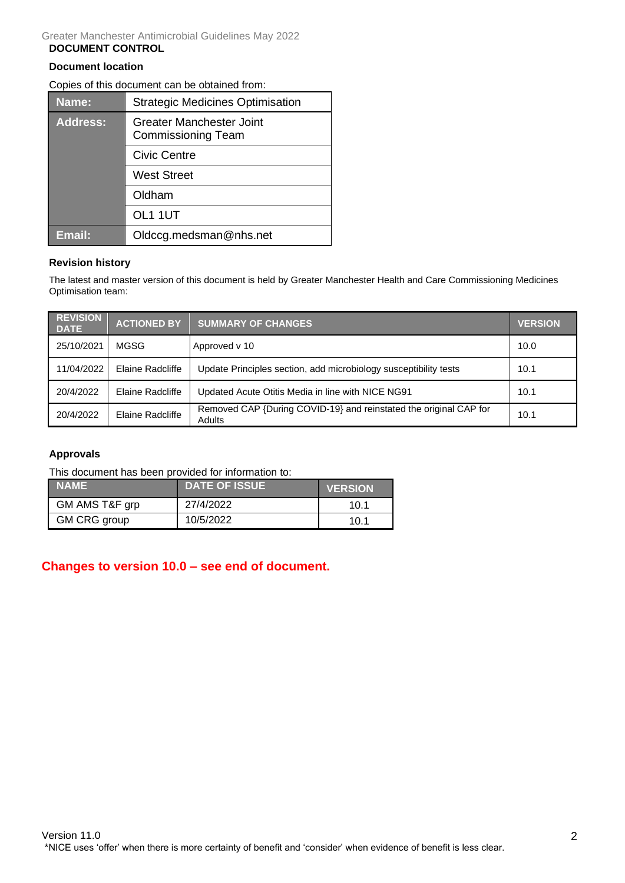## DOCUMENT CONTROL

### Document location

Copies of this document can be obtained from:

| Name: | Strategic Medicines Optimisation |
|---|---|
| Address: | Greater Manchester Joint Commissioning Team |
| | Civic Centre |
| | West Street |
| | Oldham |
| | OL1 1UT |
| Email: | Oldccg.medsman@nhs.net |

### Revision history

The latest and master version of this document is held by Greater Manchester Health and Care Commissioning Medicines Optimisation team:

| REVISION DATE | ACTIONED BY | SUMMARY OF CHANGES | VERSION |
|---|---|---|---|
| 25/10/2021 | MGSG | Approved v 10 | 10.0 |
| 11/04/2022 | Elaine Radcliffe | Update Principles section, add microbiology susceptibility tests | 10.1 |
| 20/4/2022 | Elaine Radcliffe | Updated Acute Otitis Media in line with NICE NG91 | 10.1 |
| 20/4/2022 | Elaine Radcliffe | Removed CAP {During COVID-19} and reinstated the original CAP for Adults | 10.1 |

### Approvals

This document has been provided for information to:

| NAME | DATE OF ISSUE | VERSION |
|---|---|---|
| GM AMS T&F grp | 27/4/2022 | 10.1 |
| GM CRG group | 10/5/2022 | 10.1 |

**Changes to version 10.0 – see end of document.**

*NICE uses 'offer' when there is more certainty of benefit and 'consider' when evidence of benefit is less clear.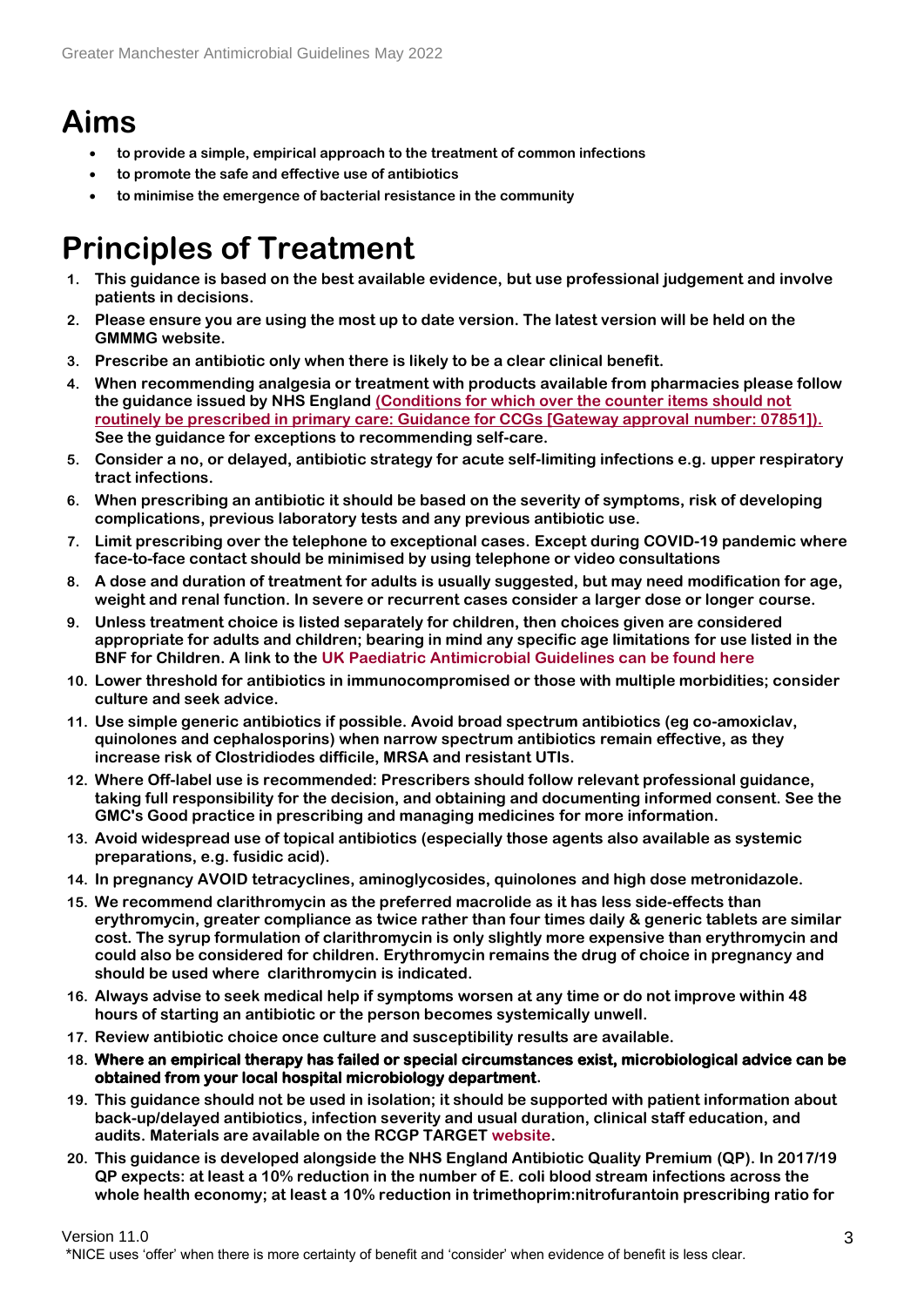# Aims

- **to provide a simple, empirical approach to the treatment of common infections**
- **to promote the safe and effective use of antibiotics**
- **to minimise the emergence of bacterial resistance in the community**

# Principles of Treatment

1. **This guidance is based on the best available evidence, but use professional judgement and involve patients in decisions.**
2. **Please ensure you are using the most up to date version. The latest version will be held on the GMMMG website.**
3. **Prescribe an antibiotic only when there is likely to be a clear clinical benefit.**
4. **When recommending analgesia or treatment with products available from pharmacies please follow the guidance issued by NHS England (Conditions for which over the counter items should not routinely be prescribed in primary care: Guidance for CCGs [Gateway approval number: 07851]). See the guidance for exceptions to recommending self-care.**
5. **Consider a no, or delayed, antibiotic strategy for acute self-limiting infections e.g. upper respiratory tract infections.**
6. **When prescribing an antibiotic it should be based on the severity of symptoms, risk of developing complications, previous laboratory tests and any previous antibiotic use.**
7. **Limit prescribing over the telephone to exceptional cases. Except during COVID-19 pandemic where face-to-face contact should be minimised by using telephone or video consultations**
8. **A dose and duration of treatment for adults is usually suggested, but may need modification for age, weight and renal function. In severe or recurrent cases consider a larger dose or longer course.**
9. **Unless treatment choice is listed separately for children, then choices given are considered appropriate for adults and children; bearing in mind any specific age limitations for use listed in the BNF for Children. A link to the UK Paediatric Antimicrobial Guidelines can be found here**
10. **Lower threshold for antibiotics in immunocompromised or those with multiple morbidities; consider culture and seek advice.**
11. **Use simple generic antibiotics if possible. Avoid broad spectrum antibiotics (eg co-amoxiclav, quinolones and cephalosporins) when narrow spectrum antibiotics remain effective, as they increase risk of Clostridiodes difficile, MRSA and resistant UTIs.**
12. **Where Off-label use is recommended: Prescribers should follow relevant professional guidance, taking full responsibility for the decision, and obtaining and documenting informed consent. See the GMC's Good practice in prescribing and managing medicines for more information.**
13. **Avoid widespread use of topical antibiotics (especially those agents also available as systemic preparations, e.g. fusidic acid).**
14. **In pregnancy AVOID tetracyclines, aminoglycosides, quinolones and high dose metronidazole.**
15. **We recommend clarithromycin as the preferred macrolide as it has less side-effects than erythromycin, greater compliance as twice rather than four times daily & generic tablets are similar cost. The syrup formulation of clarithromycin is only slightly more expensive than erythromycin and could also be considered for children. Erythromycin remains the drug of choice in pregnancy and should be used where clarithromycin is indicated.**
16. **Always advise to seek medical help if symptoms worsen at any time or do not improve within 48 hours of starting an antibiotic or the person becomes systemically unwell.**
17. **Review antibiotic choice once culture and susceptibility results are available.**
18. **Where an empirical therapy has failed or special circumstances exist, microbiological advice can be obtained from your local hospital microbiology department.**
19. **This guidance should not be used in isolation; it should be supported with patient information about back-up/delayed antibiotics, infection severity and usual duration, clinical staff education, and audits. Materials are available on the RCGP TARGET website.**
20. **This guidance is developed alongside the NHS England Antibiotic Quality Premium (QP). In 2017/19 QP expects: at least a 10% reduction in the number of E. coli blood stream infections across the whole health economy; at least a 10% reduction in trimethoprim:nitrofurantoin prescribing ratio for**

Version 11.0

*NICE uses 'offer' when there is more certainty of benefit and 'consider' when evidence of benefit is less clear.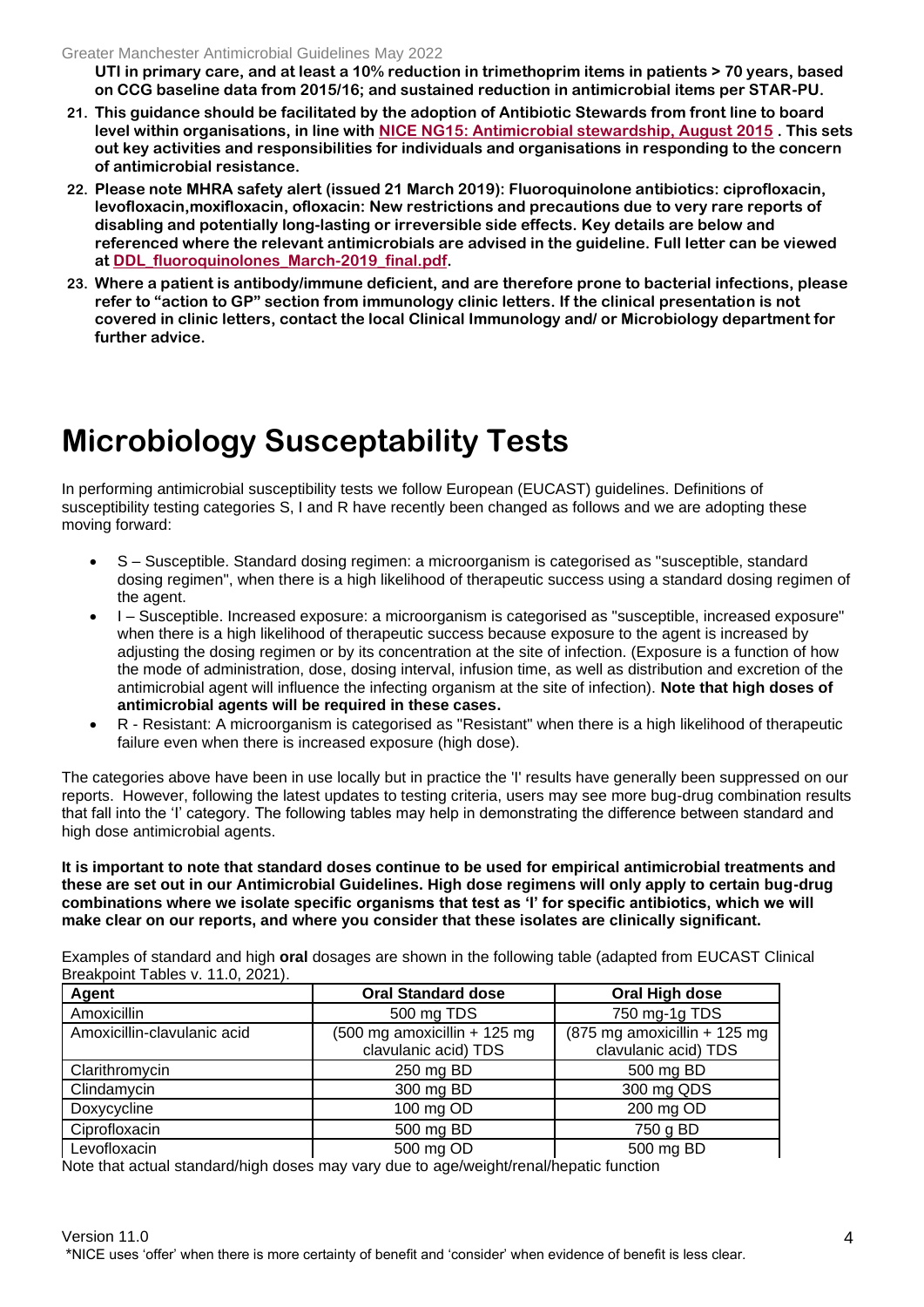**UTI in primary care, and at least a 10% reduction in trimethoprim items in patients > 70 years, based on CCG baseline data from 2015/16; and sustained reduction in antimicrobial items per STAR-PU.**

21. **This guidance should be facilitated by the adoption of Antibiotic Stewards from front line to board level within organisations, in line with [NICE NG15: Antimicrobial stewardship, August 2015](). This sets out key activities and responsibilities for individuals and organisations in responding to the concern of antimicrobial resistance.**
22. **Please note MHRA safety alert (issued 21 March 2019): Fluoroquinolone antibiotics: ciprofloxacin, levofloxacin,moxifloxacin, ofloxacin: New restrictions and precautions due to very rare reports of disabling and potentially long-lasting or irreversible side effects. Key details are below and referenced where the relevant antimicrobials are advised in the guideline. Full letter can be viewed at [DDL_fluoroquinolones_March-2019_final.pdf]().**
23. **Where a patient is antibody/immune deficient, and are therefore prone to bacterial infections, please refer to "action to GP" section from immunology clinic letters. If the clinical presentation is not covered in clinic letters, contact the local Clinical Immunology and/ or Microbiology department for further advice.**

# Microbiology Susceptability Tests

In performing antimicrobial susceptibility tests we follow European (EUCAST) guidelines. Definitions of susceptibility testing categories S, I and R have recently been changed as follows and we are adopting these moving forward:

- S – Susceptible. Standard dosing regimen: a microorganism is categorised as "susceptible, standard dosing regimen", when there is a high likelihood of therapeutic success using a standard dosing regimen of the agent.
- I – Susceptible. Increased exposure: a microorganism is categorised as "susceptible, increased exposure" when there is a high likelihood of therapeutic success because exposure to the agent is increased by adjusting the dosing regimen or by its concentration at the site of infection. (Exposure is a function of how the mode of administration, dose, dosing interval, infusion time, as well as distribution and excretion of the antimicrobial agent will influence the infecting organism at the site of infection). **Note that high doses of antimicrobial agents will be required in these cases.**
- R - Resistant: A microorganism is categorised as "Resistant" when there is a high likelihood of therapeutic failure even when there is increased exposure (high dose).

The categories above have been in use locally but in practice the 'I' results have generally been suppressed on our reports. However, following the latest updates to testing criteria, users may see more bug-drug combination results that fall into the 'I' category. The following tables may help in demonstrating the difference between standard and high dose antimicrobial agents.

**It is important to note that standard doses continue to be used for empirical antimicrobial treatments and these are set out in our Antimicrobial Guidelines. High dose regimens will only apply to certain bug-drug combinations where we isolate specific organisms that test as 'I' for specific antibiotics, which we will make clear on our reports, and where you consider that these isolates are clinically significant.**

Examples of standard and high **oral** dosages are shown in the following table (adapted from EUCAST Clinical Breakpoint Tables v. 11.0, 2021).

| Agent | Oral Standard dose | Oral High dose |
|---|---|---|
| Amoxicillin | 500 mg TDS | 750 mg-1g TDS |
| Amoxicillin-clavulanic acid | (500 mg amoxicillin + 125 mg clavulanic acid) TDS | (875 mg amoxicillin + 125 mg clavulanic acid) TDS |
| Clarithromycin | 250 mg BD | 500 mg BD |
| Clindamycin | 300 mg BD | 300 mg QDS |
| Doxycycline | 100 mg OD | 200 mg OD |
| Ciprofloxacin | 500 mg BD | 750 g BD |
| Levofloxacin | 500 mg OD | 500 mg BD |

Note that actual standard/high doses may vary due to age/weight/renal/hepatic function

\*NICE uses 'offer' when there is more certainty of benefit and 'consider' when evidence of benefit is less clear.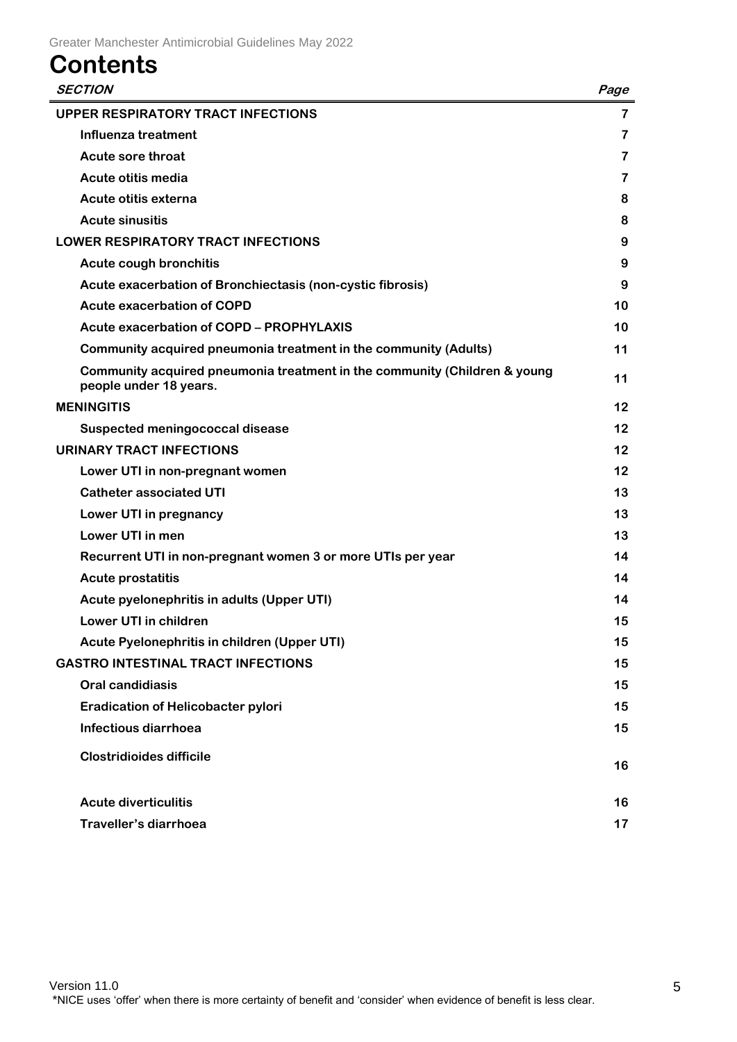# Contents

| *SECTION* | *Page* |
|---|---|
| **UPPER RESPIRATORY TRACT INFECTIONS** | 7 |
| **Influenza treatment** | 7 |
| **Acute sore throat** | 7 |
| **Acute otitis media** | 7 |
| **Acute otitis externa** | 8 |
| **Acute sinusitis** | 8 |
| **LOWER RESPIRATORY TRACT INFECTIONS** | 9 |
| **Acute cough bronchitis** | 9 |
| **Acute exacerbation of Bronchiectasis (non-cystic fibrosis)** | 9 |
| **Acute exacerbation of COPD** | 10 |
| **Acute exacerbation of COPD – PROPHYLAXIS** | 10 |
| **Community acquired pneumonia treatment in the community (Adults)** | 11 |
| **Community acquired pneumonia treatment in the community (Children & young people under 18 years.** | 11 |
| **MENINGITIS** | 12 |
| **Suspected meningococcal disease** | 12 |
| **URINARY TRACT INFECTIONS** | 12 |
| **Lower UTI in non-pregnant women** | 12 |
| **Catheter associated UTI** | 13 |
| **Lower UTI in pregnancy** | 13 |
| **Lower UTI in men** | 13 |
| **Recurrent UTI in non-pregnant women 3 or more UTIs per year** | 14 |
| **Acute prostatitis** | 14 |
| **Acute pyelonephritis in adults (Upper UTI)** | 14 |
| **Lower UTI in children** | 15 |
| **Acute Pyelonephritis in children (Upper UTI)** | 15 |
| **GASTRO INTESTINAL TRACT INFECTIONS** | 15 |
| **Oral candidiasis** | 15 |
| **Eradication of Helicobacter pylori** | 15 |
| **Infectious diarrhoea** | 15 |
| **Clostridioides difficile** | 16 |
| **Acute diverticulitis** | 16 |
| **Traveller's diarrhoea** | 17 |

*NICE uses 'offer' when there is more certainty of benefit and 'consider' when evidence of benefit is less clear.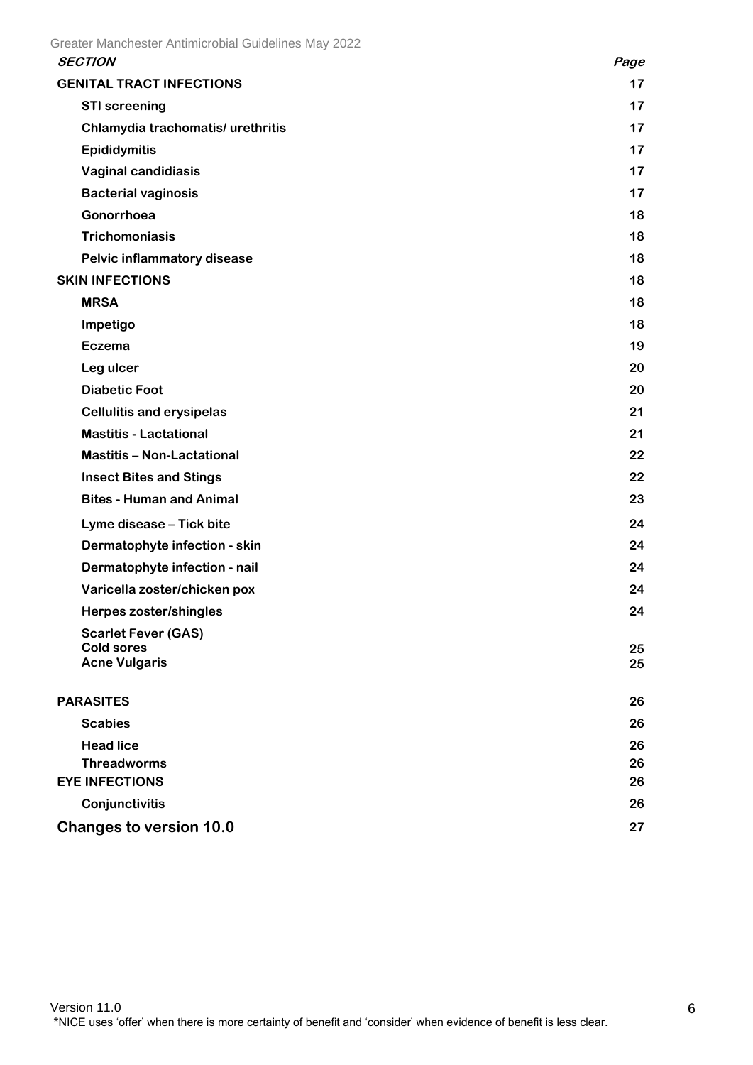| ***SECTION*** | ***Page*** |
|---|---|
| **GENITAL TRACT INFECTIONS** | **17** |
| **STI screening** | **17** |
| **Chlamydia trachomatis/ urethritis** | **17** |
| **Epididymitis** | **17** |
| **Vaginal candidiasis** | **17** |
| **Bacterial vaginosis** | **17** |
| **Gonorrhoea** | **18** |
| **Trichomoniasis** | **18** |
| **Pelvic inflammatory disease** | **18** |
| **SKIN INFECTIONS** | **18** |
| **MRSA** | **18** |
| **Impetigo** | **18** |
| **Eczema** | **19** |
| **Leg ulcer** | **20** |
| **Diabetic Foot** | **20** |
| **Cellulitis and erysipelas** | **21** |
| **Mastitis - Lactational** | **21** |
| **Mastitis – Non-Lactational** | **22** |
| **Insect Bites and Stings** | **22** |
| **Bites - Human and Animal** | **23** |
| **Lyme disease – Tick bite** | **24** |
| **Dermatophyte infection - skin** | **24** |
| **Dermatophyte infection - nail** | **24** |
| **Varicella zoster/chicken pox** | **24** |
| **Herpes zoster/shingles** | **24** |
| **Scarlet Fever (GAS)** | |
| **Cold sores** | **25** |
| **Acne Vulgaris** | **25** |
| **PARASITES** | **26** |
| **Scabies** | **26** |
| **Head lice** | **26** |
| **Threadworms** | **26** |
| **EYE INFECTIONS** | **26** |
| **Conjunctivitis** | **26** |
| **Changes to version 10.0** | **27** |

\*NICE uses 'offer' when there is more certainty of benefit and 'consider' when evidence of benefit is less clear.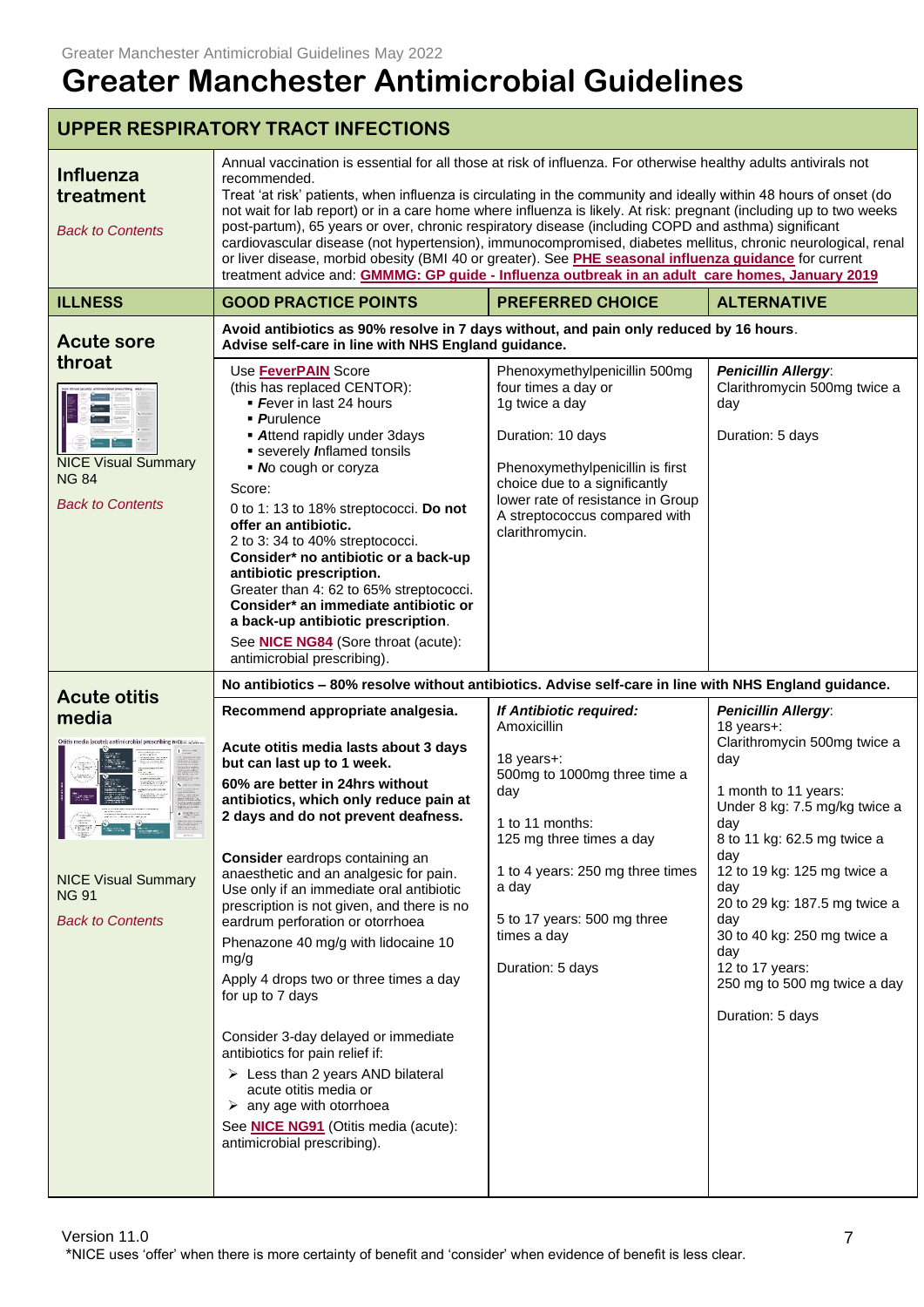# Greater Manchester Antimicrobial Guidelines

## UPPER RESPIRATORY TRACT INFECTIONS

| **Influenza treatment**<br><br>*Back to Contents* | Annual vaccination is essential for all those at risk of influenza. For otherwise healthy adults antivirals not recommended.<br>Treat 'at risk' patients, when influenza is circulating in the community and ideally within 48 hours of onset (do not wait for lab report) or in a care home where influenza is likely. At risk: pregnant (including up to two weeks post-partum), 65 years or over, chronic respiratory disease (including COPD and asthma) significant cardiovascular disease (not hypertension), immunocompromised, diabetes mellitus, chronic neurological, renal or liver disease, morbid obesity (BMI 40 or greater). See **PHE seasonal influenza guidance** for current treatment advice and: **GMMMG: GP guide - Influenza outbreak in an adult care homes, January 2019** | | |
|---|---|---|---|
| **ILLNESS** | **GOOD PRACTICE POINTS** | **PREFERRED CHOICE** | **ALTERNATIVE** |
| **Acute sore throat** | **Avoid antibiotics as 90% resolve in 7 days without, and pain only reduced by 16 hours.**<br>**Advise self-care in line with NHS England guidance.** | | |
| NICE Visual Summary NG 84<br><br>*Back to Contents* | Use **FeverPAIN** Score (this has replaced CENTOR):<br>▪ ***F***ever in last 24 hours<br>▪ ***P***urulence<br>▪ ***A***ttend rapidly under 3days<br>▪ severely ***I***nflamed tonsils<br>▪ ***N***o cough or coryza<br>Score:<br>0 to 1: 13 to 18% streptococci. **Do not offer an antibiotic.**<br>2 to 3: 34 to 40% streptococci. **Consider\* no antibiotic or a back-up antibiotic prescription.**<br>Greater than 4: 62 to 65% streptococci. **Consider\* an immediate antibiotic or a back-up antibiotic prescription**.<br>See **NICE NG84** (Sore throat (acute): antimicrobial prescribing). | Phenoxymethylpenicillin 500mg four times a day or<br>1g twice a day<br><br>Duration: 10 days<br><br>Phenoxymethylpenicillin is first choice due to a significantly lower rate of resistance in Group A streptococcus compared with clarithromycin. | ***Penicillin Allergy***:<br>Clarithromycin 500mg twice a day<br><br>Duration: 5 days |
| **Acute otitis media** | **No antibiotics – 80% resolve without antibiotics. Advise self-care in line with NHS England guidance.** | | |
| NICE Visual Summary NG 91<br><br>*Back to Contents* | **Recommend appropriate analgesia.**<br><br>**Acute otitis media lasts about 3 days but can last up to 1 week.**<br>**60% are better in 24hrs without antibiotics, which only reduce pain at 2 days and do not prevent deafness.**<br><br>**Consider** eardrops containing an anaesthetic and an analgesic for pain. Use only if an immediate oral antibiotic prescription is not given, and there is no eardrum perforation or otorrhoea<br>Phenazone 40 mg/g with lidocaine 10 mg/g<br>Apply 4 drops two or three times a day for up to 7 days<br><br>Consider 3-day delayed or immediate antibiotics for pain relief if:<br>➢ Less than 2 years AND bilateral acute otitis media or<br>➢ any age with otorrhoea<br>See **NICE NG91** (Otitis media (acute): antimicrobial prescribing). | ***If Antibiotic required:***<br>Amoxicillin<br><br>18 years+:<br>500mg to 1000mg three time a day<br><br>1 to 11 months:<br>125 mg three times a day<br><br>1 to 4 years: 250 mg three times a day<br><br>5 to 17 years: 500 mg three times a day<br><br>Duration: 5 days | ***Penicillin Allergy***:<br>18 years+:<br>Clarithromycin 500mg twice a day<br><br>1 month to 11 years:<br>Under 8 kg: 7.5 mg/kg twice a day<br>8 to 11 kg: 62.5 mg twice a day<br>12 to 19 kg: 125 mg twice a day<br>20 to 29 kg: 187.5 mg twice a day<br>30 to 40 kg: 250 mg twice a day<br>12 to 17 years:<br>250 mg to 500 mg twice a day<br><br>Duration: 5 days |

\*NICE uses 'offer' when there is more certainty of benefit and 'consider' when evidence of benefit is less clear.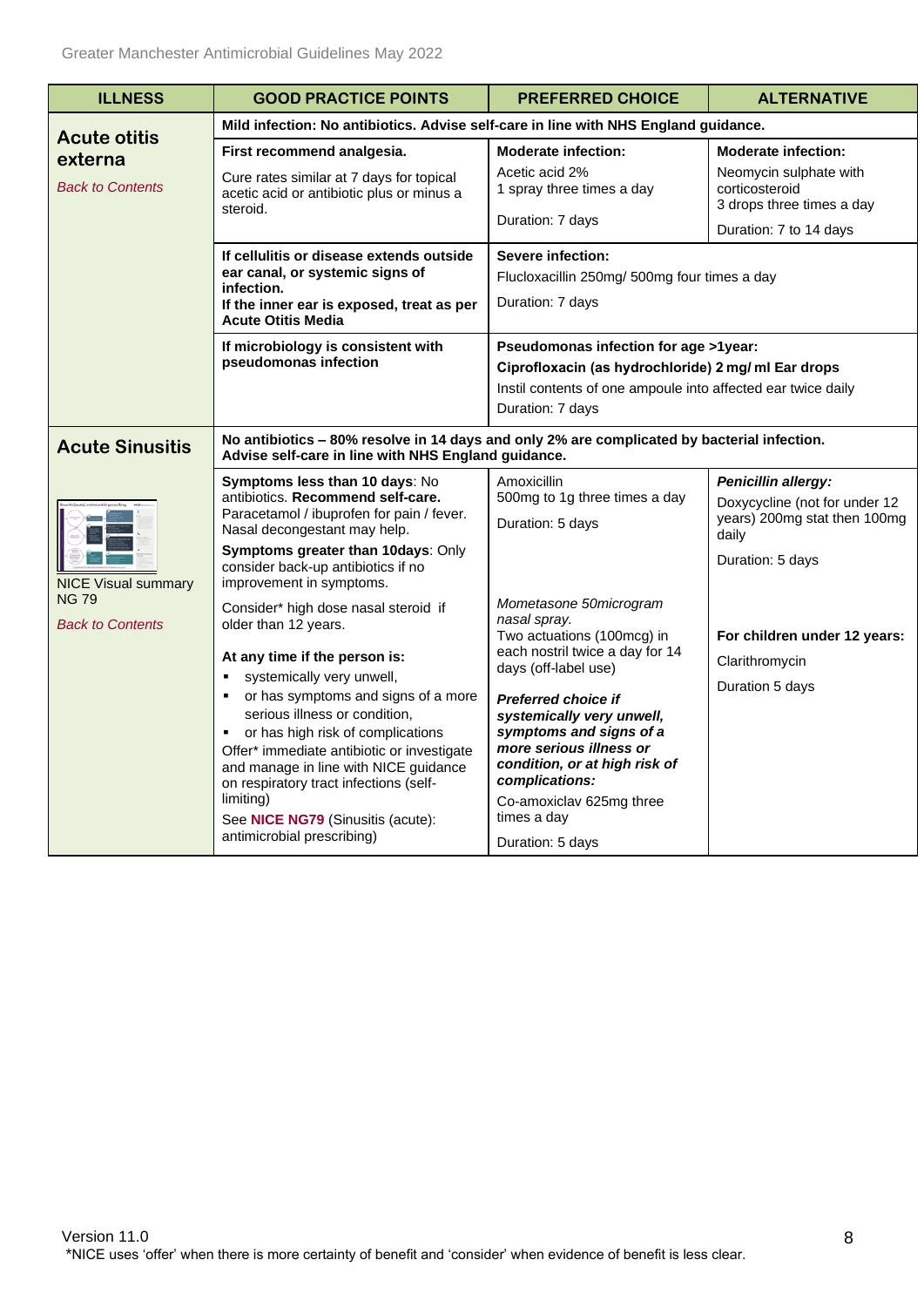| ILLNESS | GOOD PRACTICE POINTS | PREFERRED CHOICE | ALTERNATIVE |
|---|---|---|---|
| **Acute otitis externa**<br>*Back to Contents* | **Mild infection: No antibiotics. Advise self-care in line with NHS England guidance.** | | |
| | **First recommend analgesia.**<br>Cure rates similar at 7 days for topical acetic acid or antibiotic plus or minus a steroid. | **Moderate infection:**<br>Acetic acid 2%<br>1 spray three times a day<br>Duration: 7 days | **Moderate infection:**<br>Neomycin sulphate with corticosteroid<br>3 drops three times a day<br>Duration: 7 to 14 days |
| | **If cellulitis or disease extends outside ear canal, or systemic signs of infection.**<br>**If the inner ear is exposed, treat as per Acute Otitis Media** | **Severe infection:**<br>Flucloxacillin 250mg/ 500mg four times a day<br>Duration: 7 days | |
| | **If microbiology is consistent with pseudomonas infection** | **Pseudomonas infection for age >1year:**<br>**Ciprofloxacin (as hydrochloride) 2 mg/ ml Ear drops**<br>Instil contents of one ampoule into affected ear twice daily<br>Duration: 7 days | |
| **Acute Sinusitis**<br>NICE Visual summary NG 79<br>*Back to Contents* | **No antibiotics – 80% resolve in 14 days and only 2% are complicated by bacterial infection. Advise self-care in line with NHS England guidance.** | | |
| | **Symptoms less than 10 days**: No antibiotics. **Recommend self-care.** Paracetamol / ibuprofen for pain / fever. Nasal decongestant may help.<br>**Symptoms greater than 10days**: Only consider back-up antibiotics if no improvement in symptoms.<br>Consider* high dose nasal steroid if older than 12 years.<br>**At any time if the person is:**<br>▪ systemically very unwell,<br>▪ or has symptoms and signs of a more serious illness or condition,<br>▪ or has high risk of complications<br>Offer* immediate antibiotic or investigate and manage in line with NICE guidance on respiratory tract infections (self-limiting)<br>See **NICE NG79** (Sinusitis (acute): antimicrobial prescribing) | Amoxicillin<br>500mg to 1g three times a day<br>Duration: 5 days<br>*Mometasone 50microgram nasal spray.*<br>Two actuations (100mcg) in each nostril twice a day for 14 days (off-label use)<br>***Preferred choice if systemically very unwell, symptoms and signs of a more serious illness or condition, or at high risk of complications:***<br>Co-amoxiclav 625mg three times a day<br>Duration: 5 days | ***Penicillin allergy:***<br>Doxycycline (not for under 12 years) 200mg stat then 100mg daily<br>Duration: 5 days<br>**For children under 12 years:**<br>Clarithromycin<br>Duration 5 days |

Version 11.0

*NICE uses 'offer' when there is more certainty of benefit and 'consider' when evidence of benefit is less clear.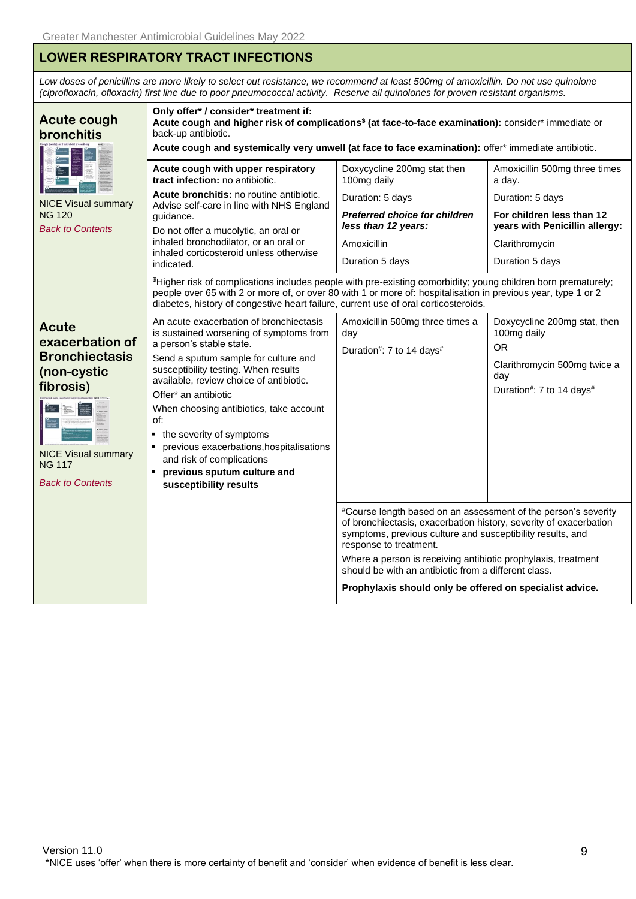## LOWER RESPIRATORY TRACT INFECTIONS

*Low doses of penicillins are more likely to select out resistance, we recommend at least 500mg of amoxicillin. Do not use quinolone (ciprofloxacin, ofloxacin) first line due to poor pneumococcal activity. Reserve all quinolones for proven resistant organisms.*

| Condition | Guidance | First line | Alternative |
|---|---|---|---|
| **Acute cough bronchitis**<br><br>NICE Visual summary NG 120<br><br>*Back to Contents* | **Only offer\* / consider\* treatment if:**<br>**Acute cough and higher risk of complications$ (at face-to-face examination):** consider\* immediate or back-up antibiotic.<br>**Acute cough and systemically very unwell (at face to face examination):** offer\* immediate antibiotic. | | |
| | **Acute cough with upper respiratory tract infection:** no antibiotic.<br>**Acute bronchitis:** no routine antibiotic. Advise self-care in line with NHS England guidance.<br>Do not offer a mucolytic, an oral or inhaled bronchodilator, or an oral or inhaled corticosteroid unless otherwise indicated. | Doxycycline 200mg stat then 100mg daily<br>Duration: 5 days<br>***Preferred choice for children less than 12 years:***<br>Amoxicillin<br>Duration 5 days | Amoxicillin 500mg three times a day.<br>Duration: 5 days<br>**For children less than 12 years with Penicillin allergy:**<br>Clarithromycin<br>Duration 5 days |
| | $Higher risk of complications includes people with pre-existing comorbidity; young children born prematurely; people over 65 with 2 or more of, or over 80 with 1 or more of: hospitalisation in previous year, type 1 or 2 diabetes, history of congestive heart failure, current use of oral corticosteroids. | | |
| **Acute exacerbation of Bronchiectasis (non-cystic fibrosis)**<br><br>NICE Visual summary NG 117<br><br>*Back to Contents* | An acute exacerbation of bronchiectasis is sustained worsening of symptoms from a person's stable state.<br>Send a sputum sample for culture and susceptibility testing. When results available, review choice of antibiotic.<br>Offer\* an antibiotic<br>When choosing antibiotics, take account of:<br>▪ the severity of symptoms<br>▪ previous exacerbations, hospitalisations and risk of complications<br>▪ **previous sputum culture and susceptibility results** | Amoxicillin 500mg three times a day<br>Duration#: 7 to 14 days# | Doxycycline 200mg stat, then 100mg daily<br>OR<br>Clarithromycin 500mg twice a day<br>Duration#: 7 to 14 days# |
| | | #Course length based on an assessment of the person's severity of bronchiectasis, exacerbation history, severity of exacerbation symptoms, previous culture and susceptibility results, and response to treatment.<br>Where a person is receiving antibiotic prophylaxis, treatment should be with an antibiotic from a different class.<br>**Prophylaxis should only be offered on specialist advice.** | |

\*NICE uses 'offer' when there is more certainty of benefit and 'consider' when evidence of benefit is less clear.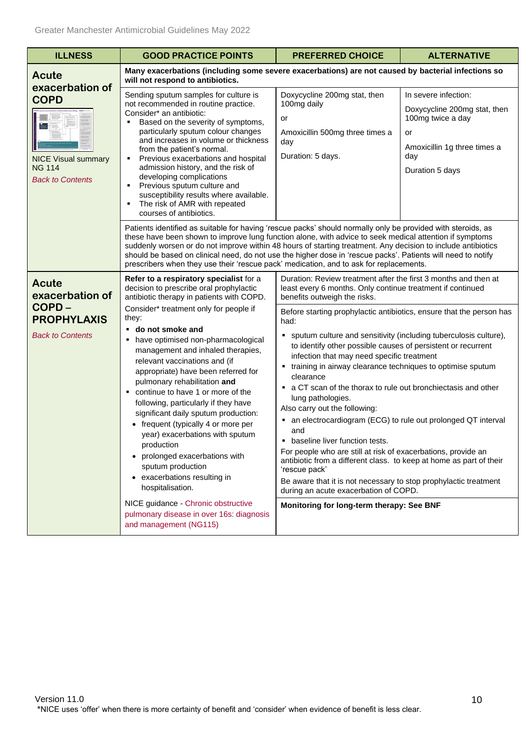| ILLNESS | GOOD PRACTICE POINTS | PREFERRED CHOICE | ALTERNATIVE |
|---|---|---|---|
| **Acute exacerbation of COPD** NICE Visual summary NG 114 *Back to Contents* | **Many exacerbations (including some severe exacerbations) are not caused by bacterial infections so will not respond to antibiotics.** | | |
| | Sending sputum samples for culture is not recommended in routine practice. Consider* an antibiotic: ▪ Based on the severity of symptoms, particularly sputum colour changes and increases in volume or thickness from the patient's normal. ▪ Previous exacerbations and hospital admission history, and the risk of developing complications ▪ Previous sputum culture and susceptibility results where available. ▪ The risk of AMR with repeated courses of antibiotics. | Doxycycline 200mg stat, then 100mg daily<br>or<br>Amoxicillin 500mg three times a day<br>Duration: 5 days. | In severe infection:<br>Doxycycline 200mg stat, then 100mg twice a day<br>or<br>Amoxicillin 1g three times a day<br>Duration 5 days |
| | Patients identified as suitable for having 'rescue packs' should normally only be provided with steroids, as these have been shown to improve lung function alone, with advice to seek medical attention if symptoms suddenly worsen or do not improve within 48 hours of starting treatment. Any decision to include antibiotics should be based on clinical need, do not use the higher dose in 'rescue packs'. Patients will need to notify prescribers when they use their 'rescue pack' medication, and to ask for replacements. | | |
| **Acute exacerbation of COPD – PROPHYLAXIS** *Back to Contents* | **Refer to a respiratory specialist** for a decision to prescribe oral prophylactic antibiotic therapy in patients with COPD. | Duration: Review treatment after the first 3 months and then at least every 6 months. Only continue treatment if continued benefits outweigh the risks. | |
| | Consider* treatment only for people if they: ▪ **do not smoke and** ▪ have optimised non-pharmacological management and inhaled therapies, relevant vaccinations and (if appropriate) have been referred for pulmonary rehabilitation **and** ▪ continue to have 1 or more of the following, particularly if they have significant daily sputum production: • frequent (typically 4 or more per year) exacerbations with sputum production • prolonged exacerbations with sputum production • exacerbations resulting in hospitalisation. | Before starting prophylactic antibiotics, ensure that the person has had: ▪ sputum culture and sensitivity (including tuberculosis culture), to identify other possible causes of persistent or recurrent infection that may need specific treatment ▪ training in airway clearance techniques to optimise sputum clearance ▪ a CT scan of the thorax to rule out bronchiectasis and other lung pathologies. Also carry out the following: ▪ an electrocardiogram (ECG) to rule out prolonged QT interval and ▪ baseline liver function tests. For people who are still at risk of exacerbations, provide an antibiotic from a different class. to keep at home as part of their 'rescue pack' Be aware that it is not necessary to stop prophylactic treatment during an acute exacerbation of COPD. | |
| | NICE guidance - Chronic obstructive pulmonary disease in over 16s: diagnosis and management (NG115) | **Monitoring for long-term therapy: See BNF** | |

Version 11.0

*NICE uses 'offer' when there is more certainty of benefit and 'consider' when evidence of benefit is less clear.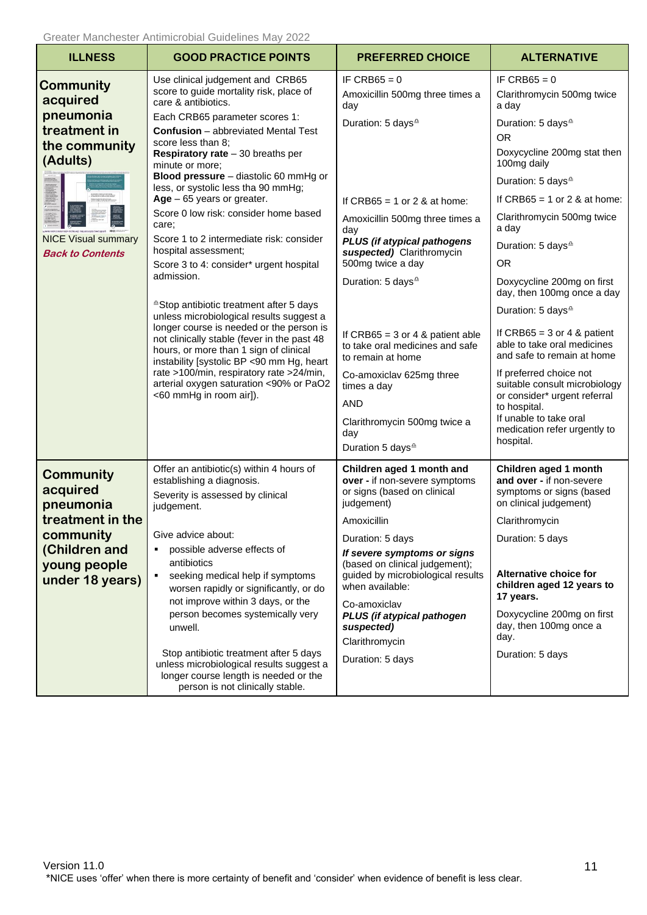| ILLNESS | GOOD PRACTICE POINTS | PREFERRED CHOICE | ALTERNATIVE |
|---|---|---|---|
| **Community acquired pneumonia treatment in the community (Adults)**<br><br>NICE Visual summary<br>***Back to Contents*** | Use clinical judgement and CRB65 score to guide mortality risk, place of care & antibiotics.<br>Each CRB65 parameter scores 1:<br>**Confusion** – abbreviated Mental Test score less than 8;<br>**Respiratory rate** – 30 breaths per minute or more;<br>**Blood pressure** – diastolic 60 mmHg or less, or systolic less tha 90 mmHg;<br>**Age** – 65 years or greater.<br>Score 0 low risk: consider home based care;<br>Score 1 to 2 intermediate risk: consider hospital assessment;<br>Score 3 to 4: consider* urgent hospital admission.<br><br>^Stop antibiotic treatment after 5 days unless microbiological results suggest a longer course is needed or the person is not clinically stable (fever in the past 48 hours, or more than 1 sign of clinical instability [systolic BP <90 mm Hg, heart rate >100/min, respiratory rate >24/min, arterial oxygen saturation <90% or PaO2 <60 mmHg in room air]). | IF CRB65 = 0<br>Amoxicillin 500mg three times a day<br>Duration: 5 days^<br><br>If CRB65 = 1 or 2 & at home:<br>Amoxicillin 500mg three times a day<br>***PLUS (if atypical pathogens suspected)*** Clarithromycin 500mg twice a day<br>Duration: 5 days^<br><br>If CRB65 = 3 or 4 & patient able to take oral medicines and safe to remain at home<br>Co-amoxiclav 625mg three times a day<br>AND<br>Clarithromycin 500mg twice a day<br>Duration 5 days^ | IF CRB65 = 0<br>Clarithromycin 500mg twice a day<br>Duration: 5 days^<br>OR<br>Doxycycline 200mg stat then 100mg daily<br>Duration: 5 days^<br>If CRB65 = 1 or 2 & at home:<br>Clarithromycin 500mg twice a day<br>Duration: 5 days^<br>OR<br>Doxycycline 200mg on first day, then 100mg once a day<br>Duration: 5 days^<br><br>If CRB65 = 3 or 4 & patient able to take oral medicines and safe to remain at home<br>If preferred choice not suitable consult microbiology or consider* urgent referral to hospital.<br>If unable to take oral medication refer urgently to hospital. |
| **Community acquired pneumonia treatment in the community (Children and young people under 18 years)** | Offer an antibiotic(s) within 4 hours of establishing a diagnosis.<br>Severity is assessed by clinical judgement.<br><br>Give advice about:<br>▪ possible adverse effects of antibiotics<br>▪ seeking medical help if symptoms worsen rapidly or significantly, or do not improve within 3 days, or the person becomes systemically very unwell.<br><br>Stop antibiotic treatment after 5 days unless microbiological results suggest a longer course length is needed or the person is not clinically stable. | **Children aged 1 month and over -** if non-severe symptoms or signs (based on clinical judgement)<br>Amoxicillin<br>Duration: 5 days<br>***If severe symptoms or signs*** (based on clinical judgement); guided by microbiological results when available:<br>Co-amoxiclav<br>***PLUS (if atypical pathogen suspected)***<br>Clarithromycin<br>Duration: 5 days | **Children aged 1 month and over -** if non-severe symptoms or signs (based on clinical judgement)<br>Clarithromycin<br>Duration: 5 days<br><br>**Alternative choice for children aged 12 years to 17 years.**<br>Doxycycline 200mg on first day, then 100mg once a day.<br>Duration: 5 days |

*NICE uses 'offer' when there is more certainty of benefit and 'consider' when evidence of benefit is less clear.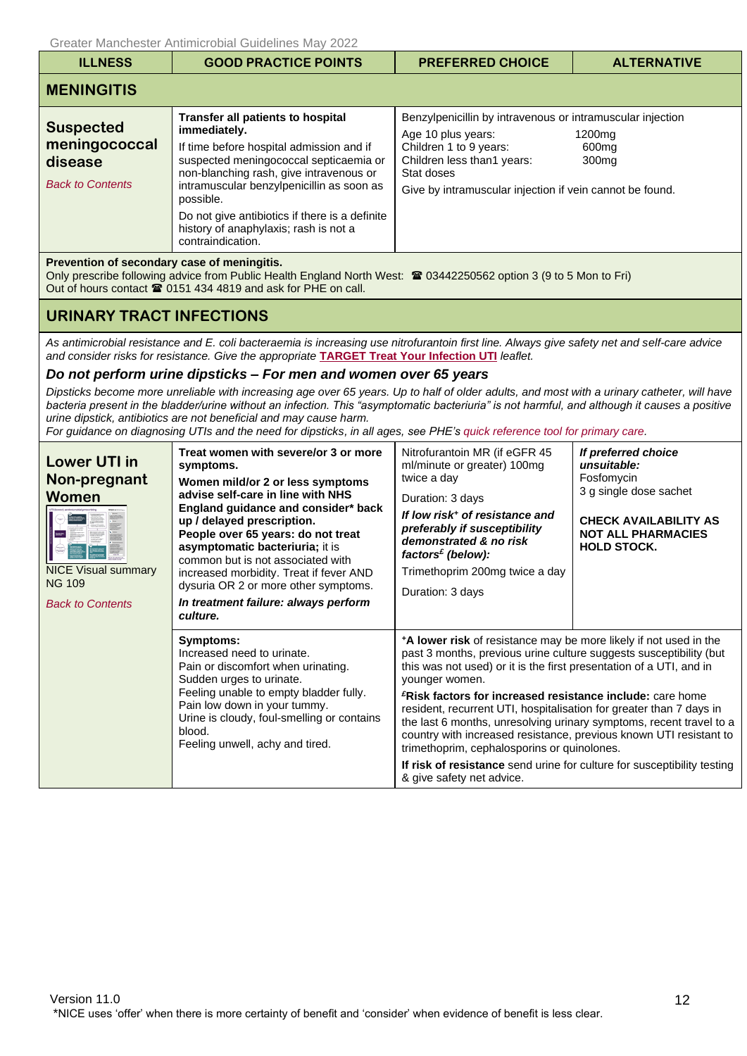| ILLNESS | GOOD PRACTICE POINTS | PREFERRED CHOICE | ALTERNATIVE |
|---|---|---|---|
| **MENINGITIS** | | | |
| **Suspected meningococcal disease**<br>*Back to Contents* | **Transfer all patients to hospital immediately.**<br>If time before hospital admission and if suspected meningococcal septicaemia or non-blanching rash, give intravenous or intramuscular benzylpenicillin as soon as possible.<br>Do not give antibiotics if there is a definite history of anaphylaxis; rash is not a contraindication. | Benzylpenicillin by intravenous or intramuscular injection<br>Age 10 plus years: 1200mg<br>Children 1 to 9 years: 600mg<br>Children less than1 years: 300mg<br>Stat doses<br>Give by intramuscular injection if vein cannot be found. | |

**Prevention of secondary case of meningitis.**
Only prescribe following advice from Public Health England North West: ☎ 03442250562 option 3 (9 to 5 Mon to Fri)
Out of hours contact ☎ 0151 434 4819 and ask for PHE on call.

## URINARY TRACT INFECTIONS

*As antimicrobial resistance and E. coli bacteraemia is increasing use nitrofurantoin first line. Always give safety net and self-care advice and consider risks for resistance. Give the appropriate* **TARGET Treat Your Infection UTI** *leaflet.*

***Do not perform urine dipsticks – For men and women over 65 years***

*Dipsticks become more unreliable with increasing age over 65 years. Up to half of older adults, and most with a urinary catheter, will have bacteria present in the bladder/urine without an infection. This "asymptomatic bacteriuria" is not harmful, and although it causes a positive urine dipstick, antibiotics are not beneficial and may cause harm.*
*For guidance on diagnosing UTIs and the need for dipsticks, in all ages, see PHE's quick reference tool for primary care.*

| ILLNESS | GOOD PRACTICE POINTS | PREFERRED CHOICE | ALTERNATIVE |
|---|---|---|---|
| **Lower UTI in Non-pregnant Women**<br>NICE Visual summary NG 109<br>*Back to Contents* | **Treat women with severe/or 3 or more symptoms.**<br>**Women mild/or 2 or less symptoms advise self-care in line with NHS England guidance and consider* back up / delayed prescription.**<br>**People over 65 years: do not treat asymptomatic bacteriuria;** it is common but is not associated with increased morbidity. Treat if fever AND dysuria OR 2 or more other symptoms.<br>***In treatment failure: always perform culture.*** | Nitrofurantoin MR (if eGFR 45 ml/minute or greater) 100mg twice a day<br>Duration: 3 days<br>***If low risk⁺ of resistance and preferably if susceptibility demonstrated & no risk factors£ (below):***<br>Trimethoprim 200mg twice a day<br>Duration: 3 days | ***If preferred choice unsuitable:***<br>Fosfomycin<br>3 g single dose sachet<br>**CHECK AVAILABILITY AS NOT ALL PHARMACIES HOLD STOCK.** |
| | **Symptoms:**<br>Increased need to urinate.<br>Pain or discomfort when urinating.<br>Sudden urges to urinate.<br>Feeling unable to empty bladder fully.<br>Pain low down in your tummy.<br>Urine is cloudy, foul-smelling or contains blood.<br>Feeling unwell, achy and tired. | **⁺A lower risk** of resistance may be more likely if not used in the past 3 months, previous urine culture suggests susceptibility (but this was not used) or it is the first presentation of a UTI, and in younger women.<br>**£Risk factors for increased resistance include:** care home resident, recurrent UTI, hospitalisation for greater than 7 days in the last 6 months, unresolving urinary symptoms, recent travel to a country with increased resistance, previous known UTI resistant to trimethoprim, cephalosporins or quinolones.<br>**If risk of resistance** send urine for culture for susceptibility testing & give safety net advice. | |

*NICE uses 'offer' when there is more certainty of benefit and 'consider' when evidence of benefit is less clear.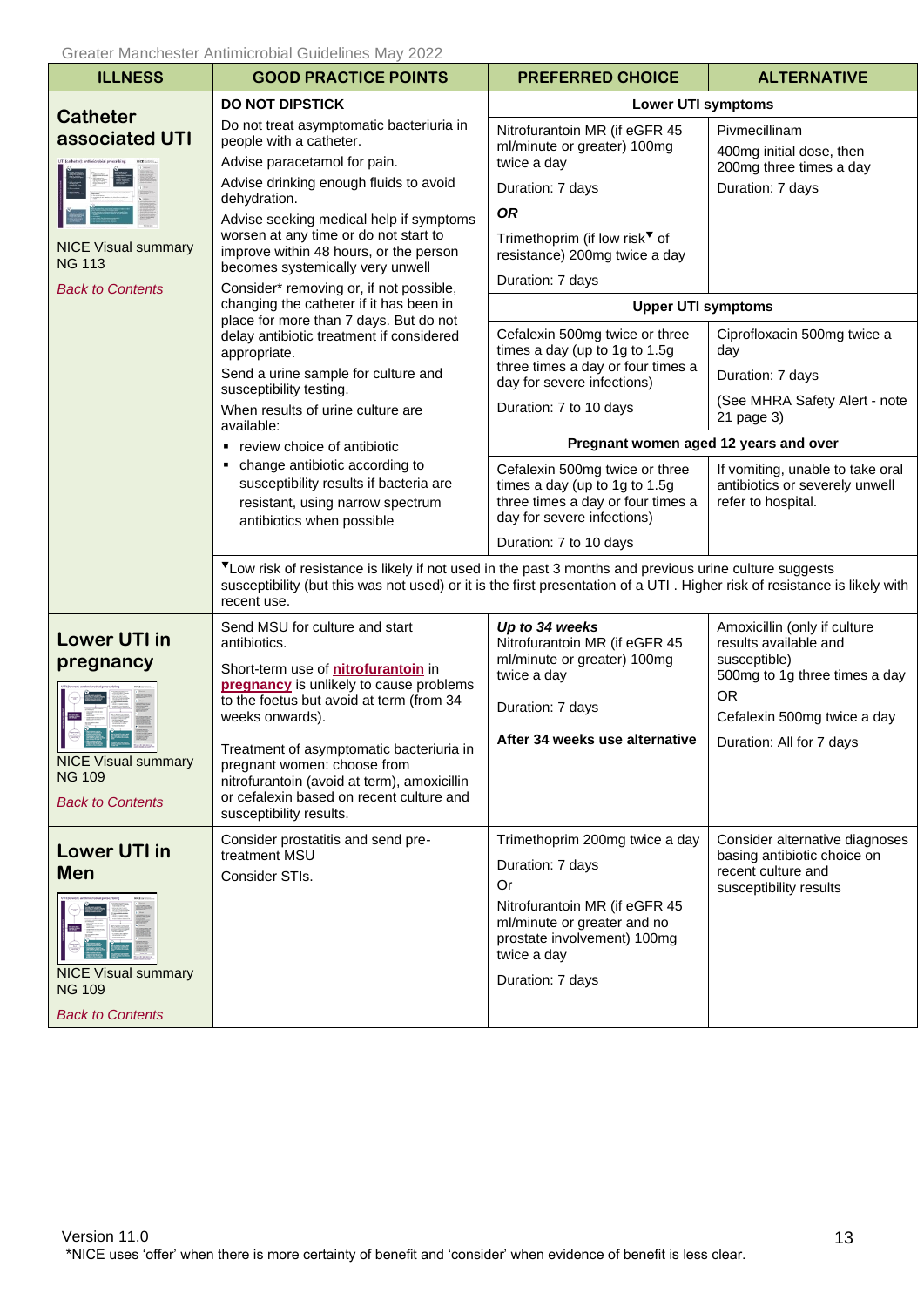| ILLNESS | GOOD PRACTICE POINTS | PREFERRED CHOICE | ALTERNATIVE |
|---|---|---|---|
| **Catheter associated UTI**<br><br>NICE Visual summary NG 113<br><br>*Back to Contents* | **DO NOT DIPSTICK**<br>Do not treat asymptomatic bacteriuria in people with a catheter.<br>Advise paracetamol for pain.<br>Advise drinking enough fluids to avoid dehydration.<br>Advise seeking medical help if symptoms worsen at any time or do not start to improve within 48 hours, or the person becomes systemically very unwell<br>Consider* removing or, if not possible, changing the catheter if it has been in place for more than 7 days. But do not delay antibiotic treatment if considered appropriate.<br>Send a urine sample for culture and susceptibility testing.<br>When results of urine culture are available:<br>▪ review choice of antibiotic<br>▪ change antibiotic according to susceptibility results if bacteria are resistant, using narrow spectrum antibiotics when possible | **Lower UTI symptoms**<br>Nitrofurantoin MR (if eGFR 45 ml/minute or greater) 100mg twice a day<br>Duration: 7 days<br>***OR***<br>Trimethoprim (if low risk▼ of resistance) 200mg twice a day<br>Duration: 7 days | Pivmecillinam<br>400mg initial dose, then 200mg three times a day<br>Duration: 7 days |
| | | **Upper UTI symptoms**<br>Cefalexin 500mg twice or three times a day (up to 1g to 1.5g three times a day or four times a day for severe infections)<br>Duration: 7 to 10 days | Ciprofloxacin 500mg twice a day<br>Duration: 7 days<br>(See MHRA Safety Alert - note 21 page 3) |
| | | **Pregnant women aged 12 years and over**<br>Cefalexin 500mg twice or three times a day (up to 1g to 1.5g three times a day or four times a day for severe infections)<br>Duration: 7 to 10 days | If vomiting, unable to take oral antibiotics or severely unwell refer to hospital. |
| | ▼Low risk of resistance is likely if not used in the past 3 months and previous urine culture suggests susceptibility (but this was not used) or it is the first presentation of a UTI . Higher risk of resistance is likely with recent use. | | |
| **Lower UTI in pregnancy**<br><br>NICE Visual summary NG 109<br><br>*Back to Contents* | Send MSU for culture and start antibiotics.<br>Short-term use of **nitrofurantoin** in **pregnancy** is unlikely to cause problems to the foetus but avoid at term (from 34 weeks onwards).<br>Treatment of asymptomatic bacteriuria in pregnant women: choose from nitrofurantoin (avoid at term), amoxicillin or cefalexin based on recent culture and susceptibility results. | ***Up to 34 weeks***<br>Nitrofurantoin MR (if eGFR 45 ml/minute or greater) 100mg twice a day<br>Duration: 7 days<br>**After 34 weeks use alternative** | Amoxicillin (only if culture results available and susceptible)<br>500mg to 1g three times a day<br>OR<br>Cefalexin 500mg twice a day<br>Duration: All for 7 days |
| **Lower UTI in Men**<br><br>NICE Visual summary NG 109<br><br>*Back to Contents* | Consider prostatitis and send pre-treatment MSU<br>Consider STIs. | Trimethoprim 200mg twice a day<br>Duration: 7 days<br>Or<br>Nitrofurantoin MR (if eGFR 45 ml/minute or greater and no prostate involvement) 100mg twice a day<br>Duration: 7 days | Consider alternative diagnoses basing antibiotic choice on recent culture and susceptibility results |

Version 11.0

*NICE uses 'offer' when there is more certainty of benefit and 'consider' when evidence of benefit is less clear.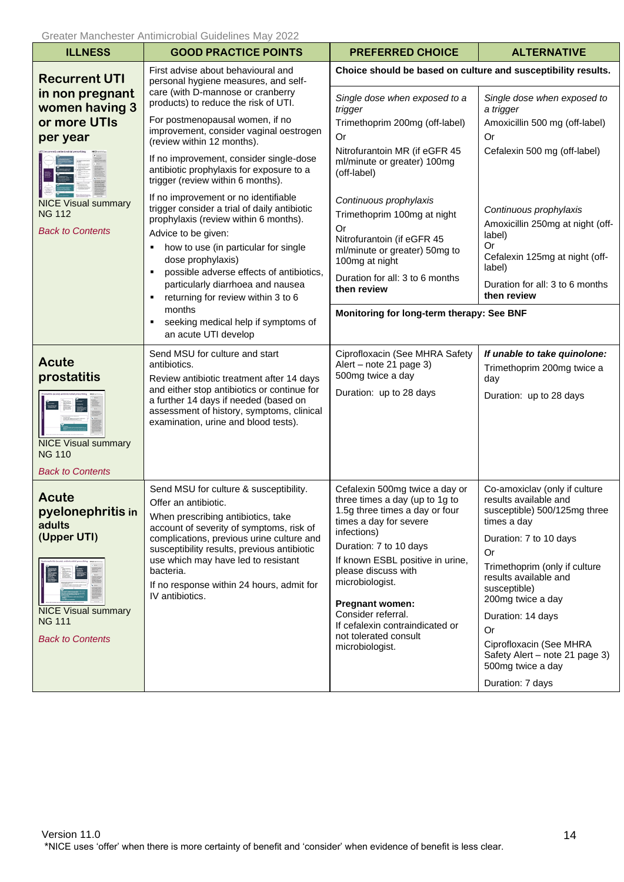| ILLNESS | GOOD PRACTICE POINTS | PREFERRED CHOICE | ALTERNATIVE |
|---|---|---|---|
| **Recurrent UTI in non pregnant women having 3 or more UTIs per year**<br><br>NICE Visual summary NG 112<br><br>*Back to Contents* | First advise about behavioural and personal hygiene measures, and self-care (with D-mannose or cranberry products) to reduce the risk of UTI.<br><br>For postmenopausal women, if no improvement, consider vaginal oestrogen (review within 12 months).<br><br>If no improvement, consider single-dose antibiotic prophylaxis for exposure to a trigger (review within 6 months).<br><br>If no improvement or no identifiable trigger consider a trial of daily antibiotic prophylaxis (review within 6 months).<br><br>Advice to be given:<br>▪ how to use (in particular for single dose prophylaxis)<br>▪ possible adverse effects of antibiotics, particularly diarrhoea and nausea<br>▪ returning for review within 3 to 6 months<br>▪ seeking medical help if symptoms of an acute UTI develop | **Choice should be based on culture and susceptibility results.**<br><br>*Single dose when exposed to a trigger*<br>Trimethoprim 200mg (off-label)<br>Or<br>Nitrofurantoin MR (if eGFR 45 ml/minute or greater) 100mg (off-label)<br><br>*Continuous prophylaxis*<br>Trimethoprim 100mg at night<br>Or<br>Nitrofurantoin (if eGFR 45 ml/minute or greater) 50mg to 100mg at night<br><br>Duration for all: 3 to 6 months **then review**<br><br>**Monitoring for long-term therapy: See BNF** | *Single dose when exposed to a trigger*<br>Amoxicillin 500 mg (off-label)<br>Or<br>Cefalexin 500 mg (off-label)<br><br>*Continuous prophylaxis*<br>Amoxicillin 250mg at night (off-label)<br>Or<br>Cefalexin 125mg at night (off-label)<br><br>Duration for all: 3 to 6 months **then review** |
| **Acute prostatitis**<br><br>NICE Visual summary NG 110<br><br>*Back to Contents* | Send MSU for culture and start antibiotics.<br><br>Review antibiotic treatment after 14 days and either stop antibiotics or continue for a further 14 days if needed (based on assessment of history, symptoms, clinical examination, urine and blood tests). | Ciprofloxacin (See MHRA Safety Alert – note 21 page 3) 500mg twice a day<br><br>Duration: up to 28 days | ***If unable to take quinolone:***<br>Trimethoprim 200mg twice a day<br><br>Duration: up to 28 days |
| **Acute pyelonephritis in adults (Upper UTI)**<br><br>NICE Visual summary NG 111<br><br>*Back to Contents* | Send MSU for culture & susceptibility.<br><br>Offer an antibiotic.<br><br>When prescribing antibiotics, take account of severity of symptoms, risk of complications, previous urine culture and susceptibility results, previous antibiotic use which may have led to resistant bacteria.<br><br>If no response within 24 hours, admit for IV antibiotics. | Cefalexin 500mg twice a day or three times a day (up to 1g to 1.5g three times a day or four times a day for severe infections)<br><br>Duration: 7 to 10 days<br><br>If known ESBL positive in urine, please discuss with microbiologist.<br><br>**Pregnant women:**<br>Consider referral.<br>If cefalexin contraindicated or not tolerated consult microbiologist. | Co-amoxiclav (only if culture results available and susceptible) 500/125mg three times a day<br><br>Duration: 7 to 10 days<br><br>Or<br><br>Trimethoprim (only if culture results available and susceptible) 200mg twice a day<br><br>Duration: 14 days<br><br>Or<br><br>Ciprofloxacin (See MHRA Safety Alert – note 21 page 3) 500mg twice a day<br><br>Duration: 7 days |

*NICE uses 'offer' when there is more certainty of benefit and 'consider' when evidence of benefit is less clear.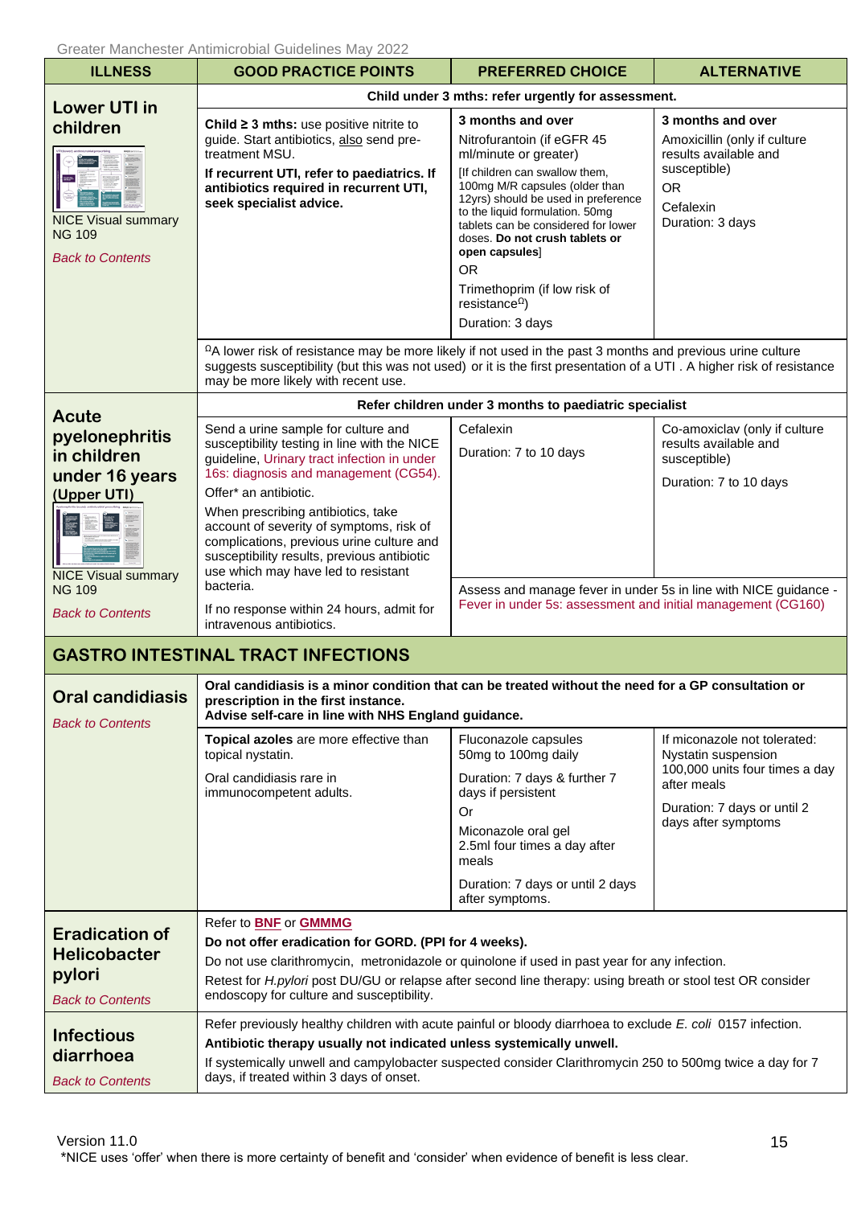| ILLNESS | GOOD PRACTICE POINTS | PREFERRED CHOICE | ALTERNATIVE |
|---|---|---|---|
| **Lower UTI in children** NICE Visual summary NG 109 *Back to Contents* | **Child under 3 mths: refer urgently for assessment.** | | |
| | **Child ≥ 3 mths:** use positive nitrite to guide. Start antibiotics, also send pre-treatment MSU. **If recurrent UTI, refer to paediatrics. If antibiotics required in recurrent UTI, seek specialist advice.** | **3 months and over** Nitrofurantoin (if eGFR 45 ml/minute or greater) [If children can swallow them, 100mg M/R capsules (older than 12yrs) should be used in preference to the liquid formulation. 50mg tablets can be considered for lower doses. **Do not crush tablets or open capsules**] OR Trimethoprim (if low risk of resistance^Ω) Duration: 3 days | **3 months and over** Amoxicillin (only if culture results available and susceptible) OR Cefalexin Duration: 3 days |
| | ^Ω A lower risk of resistance may be more likely if not used in the past 3 months and previous urine culture suggests susceptibility (but this was not used) or it is the first presentation of a UTI . A higher risk of resistance may be more likely with recent use. | | |
| **Acute pyelonephritis in children under 16 years (Upper UTI)** NICE Visual summary NG 109 *Back to Contents* | **Refer children under 3 months to paediatric specialist** | | |
| | Send a urine sample for culture and susceptibility testing in line with the NICE guideline, Urinary tract infection in under 16s: diagnosis and management (CG54). Offer* an antibiotic. When prescribing antibiotics, take account of severity of symptoms, risk of complications, previous urine culture and susceptibility results, previous antibiotic use which may have led to resistant bacteria. If no response within 24 hours, admit for intravenous antibiotics. | Cefalexin Duration: 7 to 10 days | Co-amoxiclav (only if culture results available and susceptible) Duration: 7 to 10 days |
| | | Assess and manage fever in under 5s in line with NICE guidance - Fever in under 5s: assessment and initial management (CG160) | |
| **GASTRO INTESTINAL TRACT INFECTIONS** | | | |
| **Oral candidiasis** *Back to Contents* | **Oral candidiasis is a minor condition that can be treated without the need for a GP consultation or prescription in the first instance. Advise self-care in line with NHS England guidance.** | | |
| | **Topical azoles** are more effective than topical nystatin. Oral candidiasis rare in immunocompetent adults. | Fluconazole capsules 50mg to 100mg daily Duration: 7 days & further 7 days if persistent Or Miconazole oral gel 2.5ml four times a day after meals Duration: 7 days or until 2 days after symptoms. | If miconazole not tolerated: Nystatin suspension 100,000 units four times a day after meals Duration: 7 days or until 2 days after symptoms |
| **Eradication of Helicobacter pylori** *Back to Contents* | Refer to **BNF** or **GMMMG** **Do not offer eradication for GORD. (PPI for 4 weeks).** Do not use clarithromycin, metronidazole or quinolone if used in past year for any infection. Retest for *H.pylori* post DU/GU or relapse after second line therapy: using breath or stool test OR consider endoscopy for culture and susceptibility. | | |
| **Infectious diarrhoea** *Back to Contents* | Refer previously healthy children with acute painful or bloody diarrhoea to exclude *E. coli* 0157 infection. **Antibiotic therapy usually not indicated unless systemically unwell.** If systemically unwell and campylobacter suspected consider Clarithromycin 250 to 500mg twice a day for 7 days, if treated within 3 days of onset. | | |

Version 11.0

*NICE uses 'offer' when there is more certainty of benefit and 'consider' when evidence of benefit is less clear.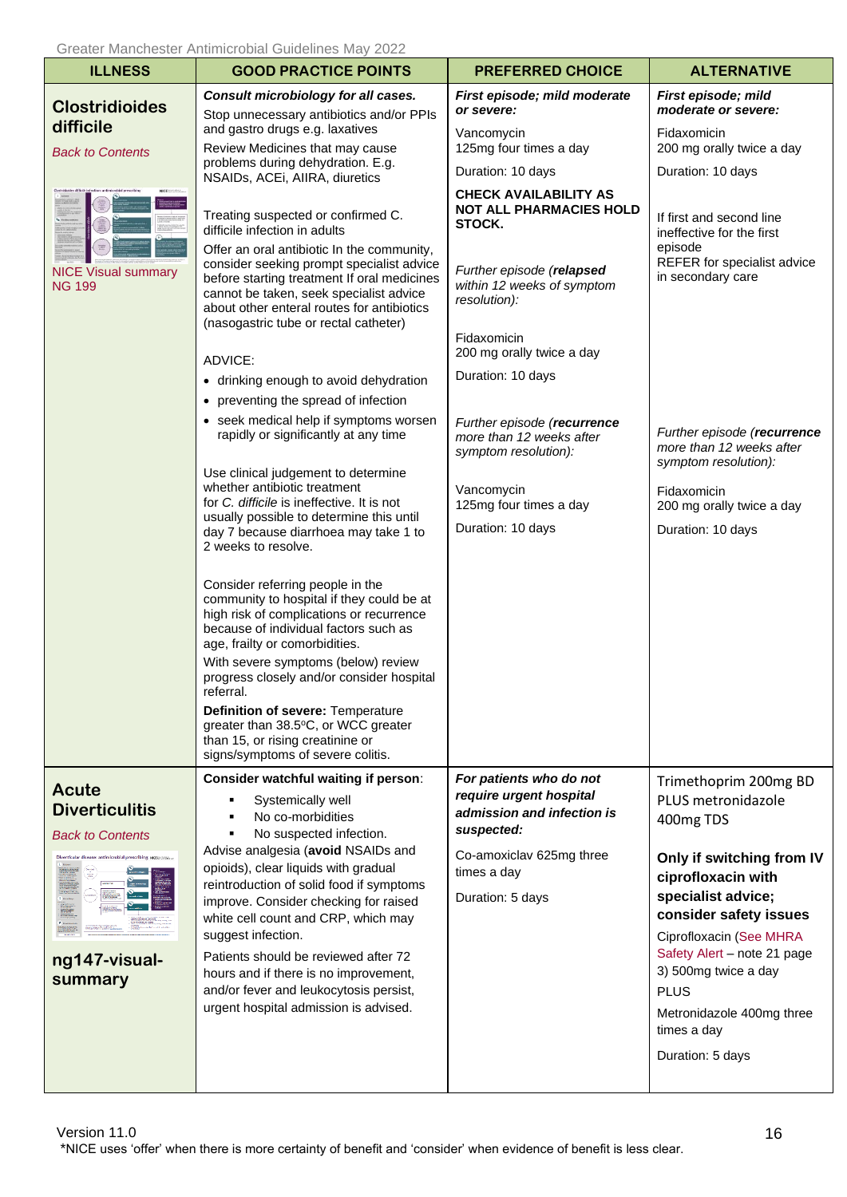Greater Manchester Antimicrobial Guidelines May 2022

| ILLNESS | GOOD PRACTICE POINTS | PREFERRED CHOICE | ALTERNATIVE |
|---|---|---|---|
| **Clostridioides difficile**<br><br>Back to Contents<br><br>NICE Visual summary NG 199 | ***Consult microbiology for all cases.***<br>Stop unnecessary antibiotics and/or PPIs and gastro drugs e.g. laxatives<br>Review Medicines that may cause problems during dehydration. E.g. NSAIDs, ACEi, AIIRA, diuretics<br><br>Treating suspected or confirmed C. difficile infection in adults<br>Offer an oral antibiotic In the community, consider seeking prompt specialist advice before starting treatment If oral medicines cannot be taken, seek specialist advice about other enteral routes for antibiotics (nasogastric tube or rectal catheter)<br><br>ADVICE:<br>• drinking enough to avoid dehydration<br>• preventing the spread of infection<br>• seek medical help if symptoms worsen rapidly or significantly at any time<br><br>Use clinical judgement to determine whether antibiotic treatment for *C. difficile* is ineffective. It is not usually possible to determine this until day 7 because diarrhoea may take 1 to 2 weeks to resolve.<br><br>Consider referring people in the community to hospital if they could be at high risk of complications or recurrence because of individual factors such as age, frailty or comorbidities.<br>With severe symptoms (below) review progress closely and/or consider hospital referral.<br>**Definition of severe:** Temperature greater than 38.5°C, or WCC greater than 15, or rising creatinine or signs/symptoms of severe colitis. | ***First episode; mild moderate or severe:***<br>Vancomycin<br>125mg four times a day<br>Duration: 10 days<br><br>**CHECK AVAILABILITY AS NOT ALL PHARMACIES HOLD STOCK.**<br><br>*Further episode (**relapsed** within 12 weeks of symptom resolution):*<br><br>Fidaxomicin<br>200 mg orally twice a day<br>Duration: 10 days<br><br>*Further episode (**recurrence** more than 12 weeks after symptom resolution):*<br><br>Vancomycin<br>125mg four times a day<br>Duration: 10 days | ***First episode; mild moderate or severe:***<br>Fidaxomicin<br>200 mg orally twice a day<br>Duration: 10 days<br><br>If first and second line ineffective for the first episode<br>REFER for specialist advice in secondary care<br><br>*Further episode (**recurrence** more than 12 weeks after symptom resolution):*<br><br>Fidaxomicin<br>200 mg orally twice a day<br>Duration: 10 days |
| **Acute Diverticulitis**<br><br>Back to Contents<br><br>**ng147-visual-summary** | **Consider watchful waiting if person**:<br>▪ Systemically well<br>▪ No co-morbidities<br>▪ No suspected infection.<br>Advise analgesia (**avoid** NSAIDs and opioids), clear liquids with gradual reintroduction of solid food if symptoms improve. Consider checking for raised white cell count and CRP, which may suggest infection.<br>Patients should be reviewed after 72 hours and if there is no improvement, and/or fever and leukocytosis persist, urgent hospital admission is advised. | ***For patients who do not require urgent hospital admission and infection is suspected:***<br><br>Co-amoxiclav 625mg three times a day<br><br>Duration: 5 days | Trimethoprim 200mg BD PLUS metronidazole 400mg TDS<br><br>**Only if switching from IV ciprofloxacin with specialist advice; consider safety issues**<br>Ciprofloxacin (See MHRA Safety Alert – note 21 page 3) 500mg twice a day<br>PLUS<br>Metronidazole 400mg three times a day<br><br>Duration: 5 days |

Version 11.0

*NICE uses 'offer' when there is more certainty of benefit and 'consider' when evidence of benefit is less clear.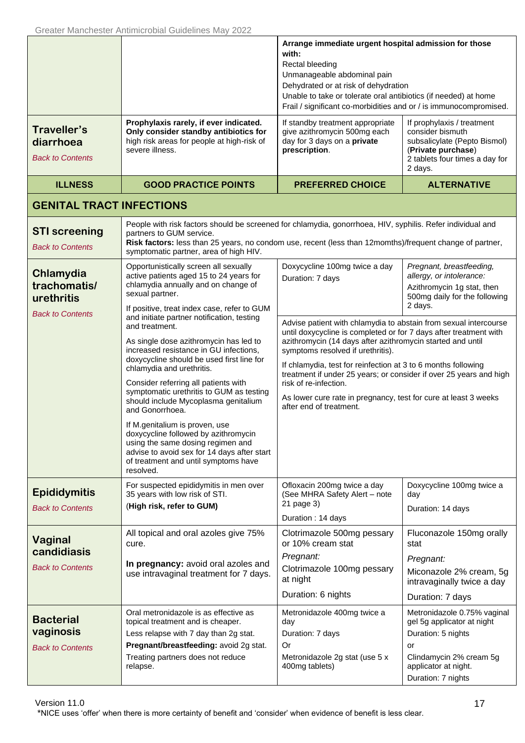| | | | |
|---|---|---|---|
| | | **Arrange immediate urgent hospital admission for those with:**<br>Rectal bleeding<br>Unmanageable abdominal pain<br>Dehydrated or at risk of dehydration<br>Unable to take or tolerate oral antibiotics (if needed) at home<br>Frail / significant co-morbidities and or / is immunocompromised. | |
| **Traveller's diarrhoea**<br>*Back to Contents* | **Prophylaxis rarely, if ever indicated. Only consider standby antibiotics for** high risk areas for people at high-risk of severe illness. | If standby treatment appropriate give azithromycin 500mg each day for 3 days on a **private prescription**. | If prophylaxis / treatment consider bismuth subsalicylate (Pepto Bismol) (**Private purchase**)<br>2 tablets four times a day for 2 days. |

| ILLNESS | GOOD PRACTICE POINTS | PREFERRED CHOICE | ALTERNATIVE |
|---|---|---|---|
| **GENITAL TRACT INFECTIONS** | | | |
| **STI screening**<br>*Back to Contents* | People with risk factors should be screened for chlamydia, gonorrhoea, HIV, syphilis. Refer individual and partners to GUM service.<br>**Risk factors:** less than 25 years, no condom use, recent (less than 12months)/frequent change of partner, symptomatic partner, area of high HIV. | | |
| **Chlamydia trachomatis/ urethritis**<br>*Back to Contents* | Opportunistically screen all sexually active patients aged 15 to 24 years for chlamydia annually and on change of sexual partner.<br>If positive, treat index case, refer to GUM and initiate partner notification, testing and treatment.<br>As single dose azithromycin has led to increased resistance in GU infections, doxycycline should be used first line for chlamydia and urethritis.<br>Consider referring all patients with symptomatic urethritis to GUM as testing should include Mycoplasma genitalium and Gonorrhoea.<br>If M.genitalium is proven, use doxycycline followed by azithromycin using the same dosing regimen and advise to avoid sex for 14 days after start of treatment and until symptoms have resolved. | Doxycycline 100mg twice a day<br>Duration: 7 days<br><br>Advise patient with chlamydia to abstain from sexual intercourse until doxycycline is completed or for 7 days after treatment with azithromycin (14 days after azithromycin started and until symptoms resolved if urethritis).<br>If chlamydia, test for reinfection at 3 to 6 months following treatment if under 25 years; or consider if over 25 years and high risk of re-infection.<br>As lower cure rate in pregnancy, test for cure at least 3 weeks after end of treatment. | *Pregnant, breastfeeding, allergy, or intolerance:*<br>Azithromycin 1g stat, then 500mg daily for the following 2 days. |
| **Epididymitis**<br>*Back to Contents* | For suspected epididymitis in men over 35 years with low risk of STI.<br>(**High risk, refer to GUM)** | Ofloxacin 200mg twice a day (See MHRA Safety Alert – note 21 page 3)<br>Duration : 14 days | Doxycycline 100mg twice a day<br>Duration: 14 days |
| **Vaginal candidiasis**<br>*Back to Contents* | All topical and oral azoles give 75% cure.<br>**In pregnancy:** avoid oral azoles and use intravaginal treatment for 7 days. | Clotrimazole 500mg pessary or 10% cream stat<br>*Pregnant:*<br>Clotrimazole 100mg pessary at night<br>Duration: 6 nights | Fluconazole 150mg orally stat<br>*Pregnant:*<br>Miconazole 2% cream, 5g intravaginally twice a day<br>Duration: 7 days |
| **Bacterial vaginosis**<br>*Back to Contents* | Oral metronidazole is as effective as topical treatment and is cheaper.<br>Less relapse with 7 day than 2g stat.<br>**Pregnant/breastfeeding:** avoid 2g stat.<br>Treating partners does not reduce relapse. | Metronidazole 400mg twice a day<br>Duration: 7 days<br>Or<br>Metronidazole 2g stat (use 5 x 400mg tablets) | Metronidazole 0.75% vaginal gel 5g applicator at night<br>Duration: 5 nights<br>or<br>Clindamycin 2% cream 5g applicator at night.<br>Duration: 7 nights |

*NICE uses 'offer' when there is more certainty of benefit and 'consider' when evidence of benefit is less clear.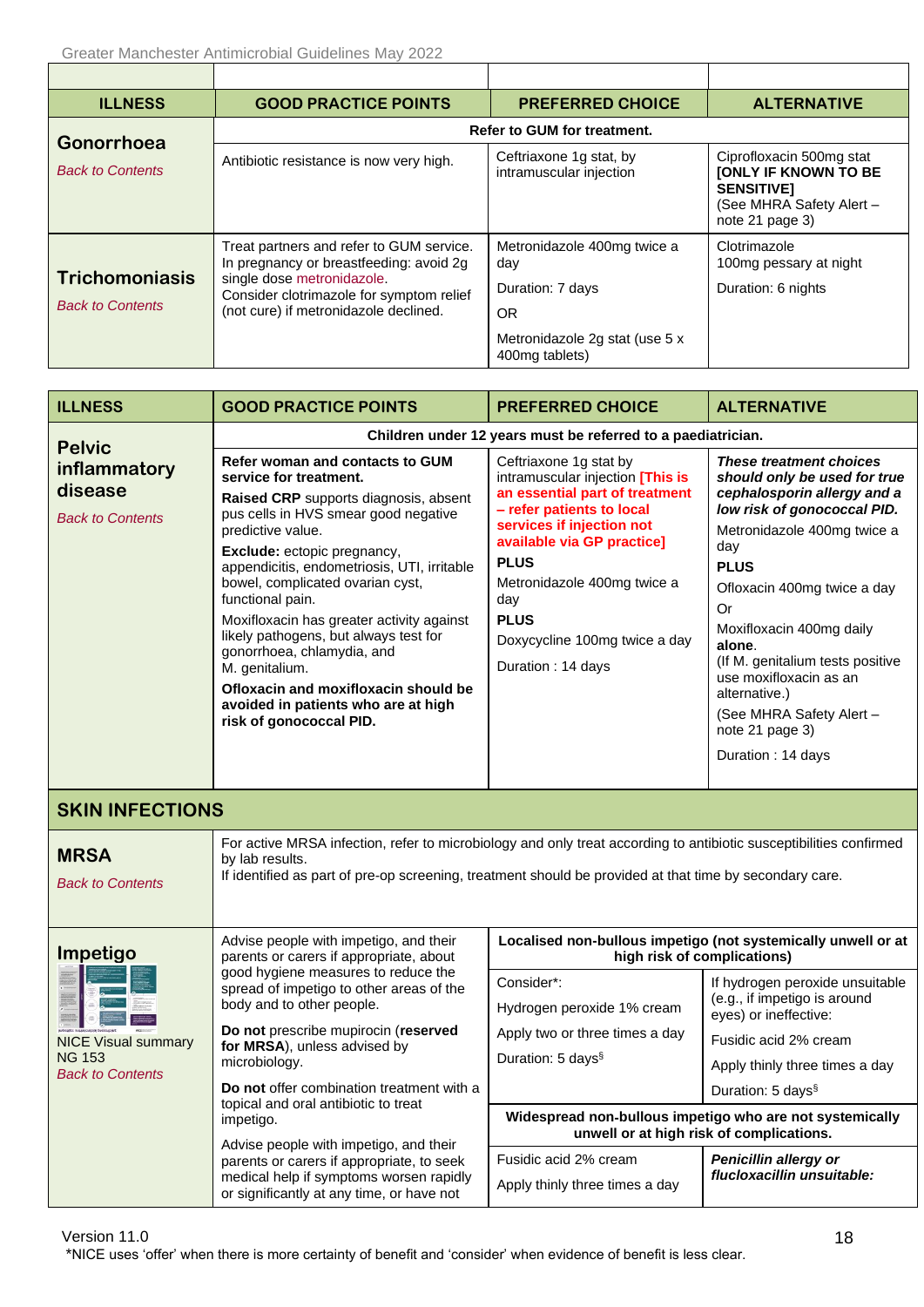| ILLNESS | GOOD PRACTICE POINTS | PREFERRED CHOICE | ALTERNATIVE |
|---|---|---|---|
| **Gonorrhoea** *Back to Contents* | **Refer to GUM for treatment.** | | |
| | Antibiotic resistance is now very high. | Ceftriaxone 1g stat, by intramuscular injection | Ciprofloxacin 500mg stat **[ONLY IF KNOWN TO BE SENSITIVE]** (See MHRA Safety Alert – note 21 page 3) |
| **Trichomoniasis** *Back to Contents* | Treat partners and refer to GUM service. In pregnancy or breastfeeding: avoid 2g single dose metronidazole. Consider clotrimazole for symptom relief (not cure) if metronidazole declined. | Metronidazole 400mg twice a day<br>Duration: 7 days<br>OR<br>Metronidazole 2g stat (use 5 x 400mg tablets) | Clotrimazole 100mg pessary at night<br>Duration: 6 nights |

| ILLNESS | GOOD PRACTICE POINTS | PREFERRED CHOICE | ALTERNATIVE |
|---|---|---|---|
| **Pelvic inflammatory disease** *Back to Contents* | **Children under 12 years must be referred to a paediatrician.** | | |
| | **Refer woman and contacts to GUM service for treatment.**<br>**Raised CRP** supports diagnosis, absent pus cells in HVS smear good negative predictive value.<br>**Exclude:** ectopic pregnancy, appendicitis, endometriosis, UTI, irritable bowel, complicated ovarian cyst, functional pain.<br>Moxifloxacin has greater activity against likely pathogens, but always test for gonorrhoea, chlamydia, and M. genitalium.<br>**Ofloxacin and moxifloxacin should be avoided in patients who are at high risk of gonococcal PID.** | Ceftriaxone 1g stat by intramuscular injection **[This is an essential part of treatment – refer patients to local services if injection not available via GP practice]**<br>**PLUS**<br>Metronidazole 400mg twice a day<br>**PLUS**<br>Doxycycline 100mg twice a day<br>Duration : 14 days | ***These treatment choices should only be used for true cephalosporin allergy and a low risk of gonococcal PID.***<br>Metronidazole 400mg twice a day<br>**PLUS**<br>Ofloxacin 400mg twice a day<br>Or<br>Moxifloxacin 400mg daily **alone**.<br>(If M. genitalium tests positive use moxifloxacin as an alternative.)<br>(See MHRA Safety Alert – note 21 page 3)<br>Duration : 14 days |

## SKIN INFECTIONS

| ILLNESS | GOOD PRACTICE POINTS | PREFERRED CHOICE | ALTERNATIVE |
|---|---|---|---|
| **MRSA** *Back to Contents* | For active MRSA infection, refer to microbiology and only treat according to antibiotic susceptibilities confirmed by lab results.<br>If identified as part of pre-op screening, treatment should be provided at that time by secondary care. | | |
| **Impetigo**<br>NICE Visual summary NG 153<br>*Back to Contents* | Advise people with impetigo, and their parents or carers if appropriate, about good hygiene measures to reduce the spread of impetigo to other areas of the body and to other people.<br>**Do not** prescribe mupirocin (**reserved for MRSA**), unless advised by microbiology.<br>**Do not** offer combination treatment with a topical and oral antibiotic to treat impetigo.<br>Advise people with impetigo, and their parents or carers if appropriate, to seek medical help if symptoms worsen rapidly or significantly at any time, or have not | **Localised non-bullous impetigo (not systemically unwell or at high risk of complications)** | |
| | | Consider*:<br>Hydrogen peroxide 1% cream<br>Apply two or three times a day<br>Duration: 5 days§ | If hydrogen peroxide unsuitable (e.g., if impetigo is around eyes) or ineffective:<br>Fusidic acid 2% cream<br>Apply thinly three times a day<br>Duration: 5 days§ |
| | | **Widespread non-bullous impetigo who are not systemically unwell or at high risk of complications.** | |
| | | Fusidic acid 2% cream<br>Apply thinly three times a day | ***Penicillin allergy or flucloxacillin unsuitable:*** |

*NICE uses 'offer' when there is more certainty of benefit and 'consider' when evidence of benefit is less clear.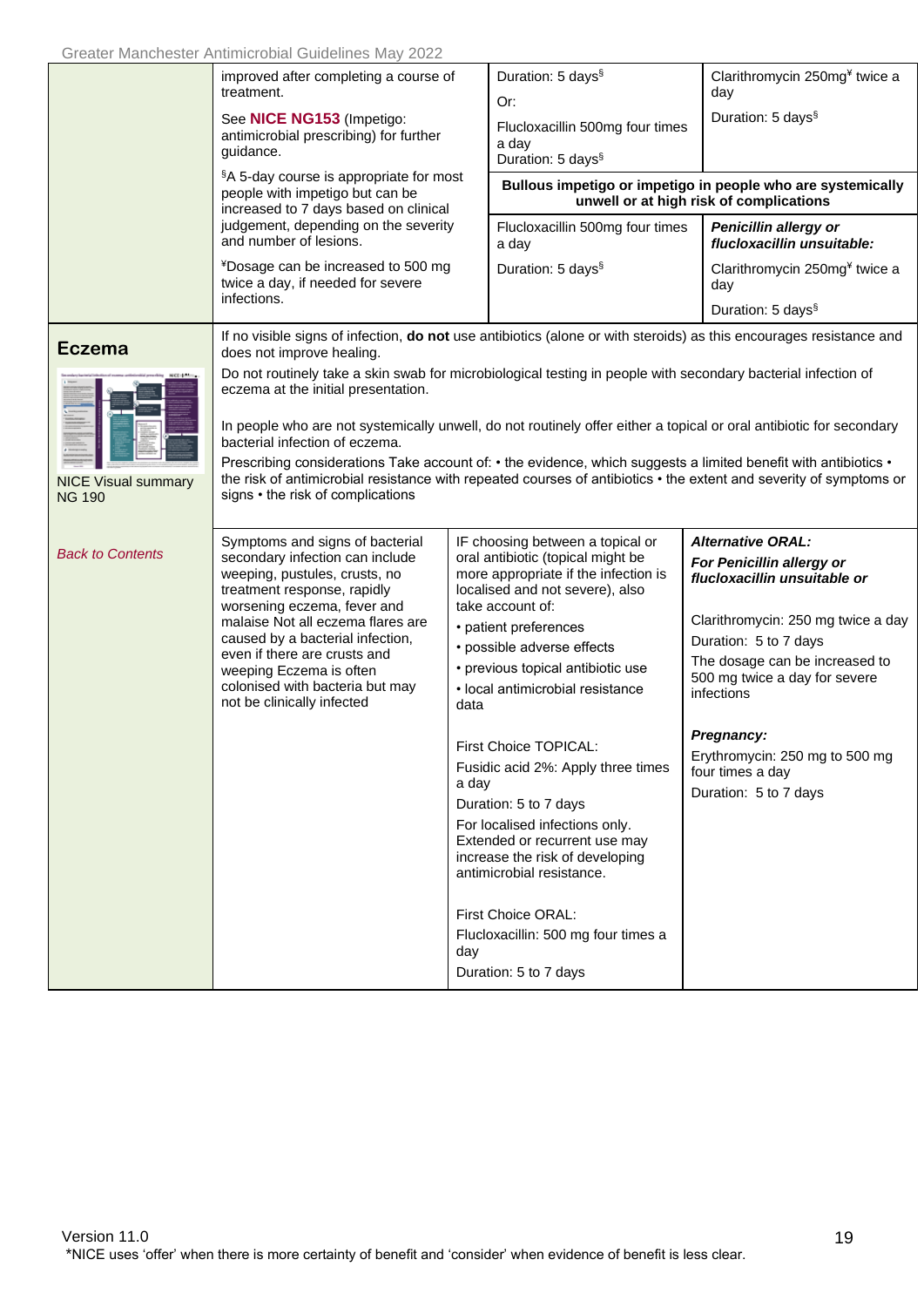| | | | |
|---|---|---|---|
| | improved after completing a course of treatment.<br><br>See **NICE NG153** (Impetigo: antimicrobial prescribing) for further guidance.<br><br>§A 5-day course is appropriate for most people with impetigo but can be increased to 7 days based on clinical judgement, depending on the severity and number of lesions.<br><br>¥Dosage can be increased to 500 mg twice a day, if needed for severe infections. | Duration: 5 days§<br><br>Or:<br><br>Flucloxacillin 500mg four times a day<br>Duration: 5 days§ | Clarithromycin 250mg¥ twice a day<br><br>Duration: 5 days§ |
| | | **Bullous impetigo or impetigo in people who are systemically unwell or at high risk of complications** | |
| | | Flucloxacillin 500mg four times a day<br><br>Duration: 5 days§ | ***Penicillin allergy or flucloxacillin unsuitable:***<br><br>Clarithromycin 250mg¥ twice a day<br><br>Duration: 5 days§ |

## Eczema

NICE Visual summary NG 190

*Back to Contents*

If no visible signs of infection, **do not** use antibiotics (alone or with steroids) as this encourages resistance and does not improve healing.

Do not routinely take a skin swab for microbiological testing in people with secondary bacterial infection of eczema at the initial presentation.

In people who are not systemically unwell, do not routinely offer either a topical or oral antibiotic for secondary bacterial infection of eczema.

Prescribing considerations Take account of: • the evidence, which suggests a limited benefit with antibiotics • the risk of antimicrobial resistance with repeated courses of antibiotics • the extent and severity of symptoms or signs • the risk of complications

| | | |
|---|---|---|
| Symptoms and signs of bacterial secondary infection can include weeping, pustules, crusts, no treatment response, rapidly worsening eczema, fever and malaise Not all eczema flares are caused by a bacterial infection, even if there are crusts and weeping Eczema is often colonised with bacteria but may not be clinically infected | IF choosing between a topical or oral antibiotic (topical might be more appropriate if the infection is localised and not severe), also take account of:<br>• patient preferences<br>• possible adverse effects<br>• previous topical antibiotic use<br>• local antimicrobial resistance data<br><br>First Choice TOPICAL:<br>Fusidic acid 2%: Apply three times a day<br>Duration: 5 to 7 days<br>For localised infections only. Extended or recurrent use may increase the risk of developing antimicrobial resistance.<br><br>First Choice ORAL:<br>Flucloxacillin: 500 mg four times a day<br>Duration: 5 to 7 days | ***Alternative ORAL:***<br>***For Penicillin allergy or flucloxacillin unsuitable or***<br><br>Clarithromycin: 250 mg twice a day<br>Duration: 5 to 7 days<br>The dosage can be increased to 500 mg twice a day for severe infections<br><br>***Pregnancy:***<br>Erythromycin: 250 mg to 500 mg four times a day<br>Duration: 5 to 7 days |

*NICE uses 'offer' when there is more certainty of benefit and 'consider' when evidence of benefit is less clear.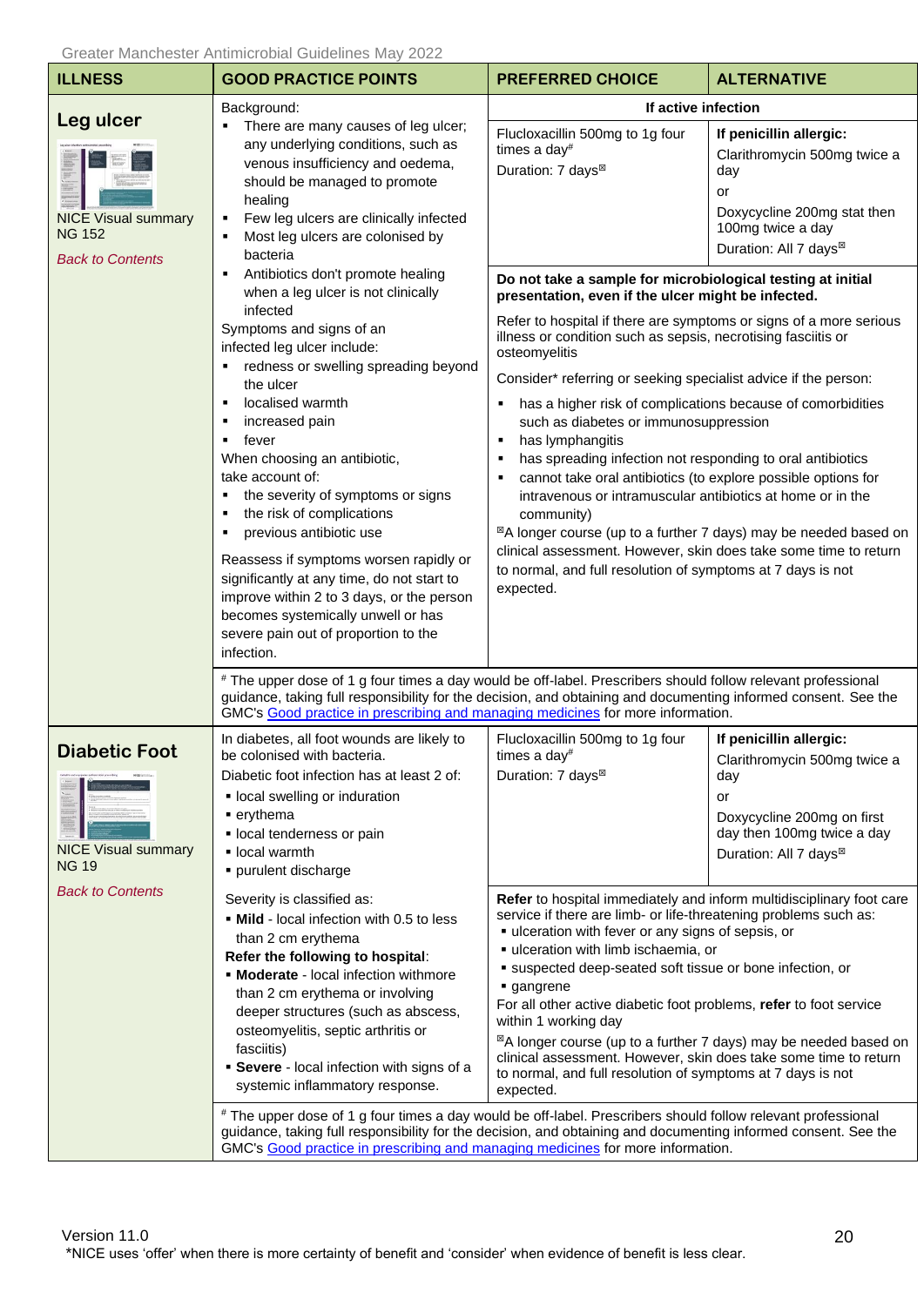| ILLNESS | GOOD PRACTICE POINTS | PREFERRED CHOICE | ALTERNATIVE |
|---|---|---|---|
| **Leg ulcer**<br><br>NICE Visual summary NG 152<br><br>*Back to Contents* | Background:<br>▪ There are many causes of leg ulcer; any underlying conditions, such as venous insufficiency and oedema, should be managed to promote healing<br>▪ Few leg ulcers are clinically infected<br>▪ Most leg ulcers are colonised by bacteria<br>▪ Antibiotics don't promote healing when a leg ulcer is not clinically infected<br>Symptoms and signs of an infected leg ulcer include:<br>▪ redness or swelling spreading beyond the ulcer<br>▪ localised warmth<br>▪ increased pain<br>▪ fever<br>When choosing an antibiotic, take account of:<br>▪ the severity of symptoms or signs<br>▪ the risk of complications<br>▪ previous antibiotic use<br><br>Reassess if symptoms worsen rapidly or significantly at any time, do not start to improve within 2 to 3 days, or the person becomes systemically unwell or has severe pain out of proportion to the infection. | **If active infection**<br><br>Flucloxacillin 500mg to 1g four times a day#<br>Duration: 7 days⊠ | **If penicillin allergic:**<br>Clarithromycin 500mg twice a day<br>or<br>Doxycycline 200mg stat then 100mg twice a day<br>Duration: All 7 days⊠ |
| | | **Do not take a sample for microbiological testing at initial presentation, even if the ulcer might be infected.**<br><br>Refer to hospital if there are symptoms or signs of a more serious illness or condition such as sepsis, necrotising fasciitis or osteomyelitis<br><br>Consider* referring or seeking specialist advice if the person:<br>▪ has a higher risk of complications because of comorbidities such as diabetes or immunosuppression<br>▪ has lymphangitis<br>▪ has spreading infection not responding to oral antibiotics<br>▪ cannot take oral antibiotics (to explore possible options for intravenous or intramuscular antibiotics at home or in the community)<br><br>⊠A longer course (up to a further 7 days) may be needed based on clinical assessment. However, skin does take some time to return to normal, and full resolution of symptoms at 7 days is not expected. | |
| | # The upper dose of 1 g four times a day would be off-label. Prescribers should follow relevant professional guidance, taking full responsibility for the decision, and obtaining and documenting informed consent. See the GMC's Good practice in prescribing and managing medicines for more information. | | |
| **Diabetic Foot**<br><br>NICE Visual summary NG 19<br><br>*Back to Contents* | In diabetes, all foot wounds are likely to be colonised with bacteria.<br>Diabetic foot infection has at least 2 of:<br>▪ local swelling or induration<br>▪ erythema<br>▪ local tenderness or pain<br>▪ local warmth<br>▪ purulent discharge | Flucloxacillin 500mg to 1g four times a day#<br>Duration: 7 days⊠ | **If penicillin allergic:**<br>Clarithromycin 500mg twice a day<br>or<br>Doxycycline 200mg on first day then 100mg twice a day<br>Duration: All 7 days⊠ |
| | Severity is classified as:<br>▪ **Mild** - local infection with 0.5 to less than 2 cm erythema<br>**Refer the following to hospital**:<br>▪ **Moderate** - local infection withmore than 2 cm erythema or involving deeper structures (such as abscess, osteomyelitis, septic arthritis or fasciitis)<br>▪ **Severe** - local infection with signs of a systemic inflammatory response. | **Refer** to hospital immediately and inform multidisciplinary foot care service if there are limb- or life-threatening problems such as:<br>▪ ulceration with fever or any signs of sepsis, or<br>▪ ulceration with limb ischaemia, or<br>▪ suspected deep-seated soft tissue or bone infection, or<br>▪ gangrene<br>For all other active diabetic foot problems, **refer** to foot service within 1 working day<br><br>⊠A longer course (up to a further 7 days) may be needed based on clinical assessment. However, skin does take some time to return to normal, and full resolution of symptoms at 7 days is not expected. | |
| | # The upper dose of 1 g four times a day would be off-label. Prescribers should follow relevant professional guidance, taking full responsibility for the decision, and obtaining and documenting informed consent. See the GMC's Good practice in prescribing and managing medicines for more information. | | |

Version 11.0

*NICE uses 'offer' when there is more certainty of benefit and 'consider' when evidence of benefit is less clear.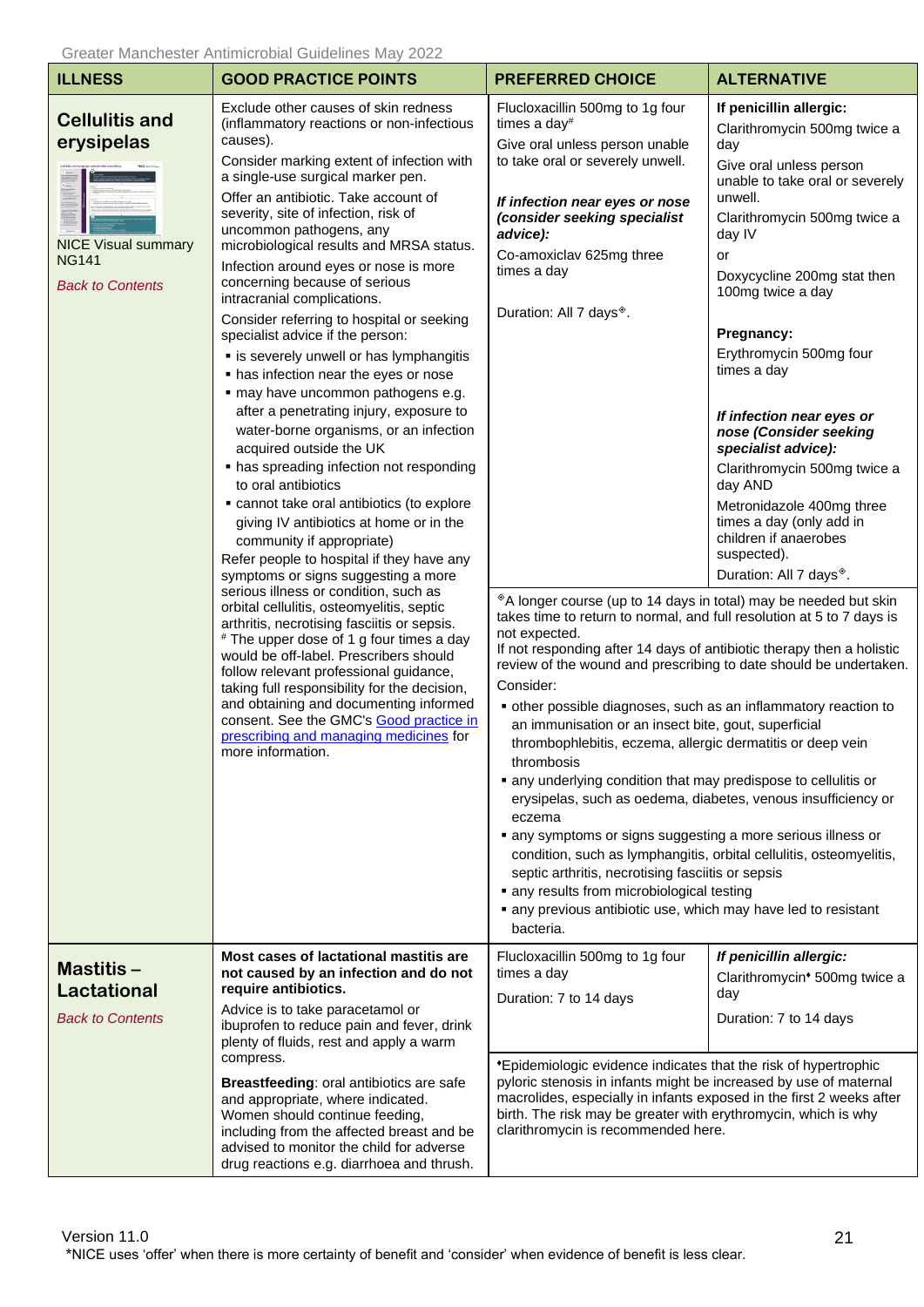| ILLNESS | GOOD PRACTICE POINTS | PREFERRED CHOICE | ALTERNATIVE |
|---|---|---|---|
| **Cellulitis and erysipelas**<br><br>NICE Visual summary NG141<br><br>*Back to Contents* | Exclude other causes of skin redness (inflammatory reactions or non-infectious causes).<br>Consider marking extent of infection with a single-use surgical marker pen.<br>Offer an antibiotic. Take account of severity, site of infection, risk of uncommon pathogens, any microbiological results and MRSA status.<br>Infection around eyes or nose is more concerning because of serious intracranial complications.<br>Consider referring to hospital or seeking specialist advice if the person:<br>▪ is severely unwell or has lymphangitis<br>▪ has infection near the eyes or nose<br>▪ may have uncommon pathogens e.g. after a penetrating injury, exposure to water-borne organisms, or an infection acquired outside the UK<br>▪ has spreading infection not responding to oral antibiotics<br>▪ cannot take oral antibiotics (to explore giving IV antibiotics at home or in the community if appropriate)<br>Refer people to hospital if they have any symptoms or signs suggesting a more serious illness or condition, such as orbital cellulitis, osteomyelitis, septic arthritis, necrotising fasciitis or sepsis.<br># The upper dose of 1 g four times a day would be off-label. Prescribers should follow relevant professional guidance, taking full responsibility for the decision, and obtaining and documenting informed consent. See the GMC's [Good practice in prescribing and managing medicines]() for more information. | Flucloxacillin 500mg to 1g four times a day#<br>Give oral unless person unable to take oral or severely unwell.<br><br>***If infection near eyes or nose (consider seeking specialist advice):***<br>Co-amoxiclav 625mg three times a day<br><br>Duration: All 7 days❖.<br><br>❖A longer course (up to 14 days in total) may be needed but skin takes time to return to normal, and full resolution at 5 to 7 days is not expected.<br>If not responding after 14 days of antibiotic therapy then a holistic review of the wound and prescribing to date should be undertaken.<br>Consider:<br>▪ other possible diagnoses, such as an inflammatory reaction to an immunisation or an insect bite, gout, superficial thrombophlebitis, eczema, allergic dermatitis or deep vein thrombosis<br>▪ any underlying condition that may predispose to cellulitis or erysipelas, such as oedema, diabetes, venous insufficiency or eczema<br>▪ any symptoms or signs suggesting a more serious illness or condition, such as lymphangitis, orbital cellulitis, osteomyelitis, septic arthritis, necrotising fasciitis or sepsis<br>▪ any results from microbiological testing<br>▪ any previous antibiotic use, which may have led to resistant bacteria. | **If penicillin allergic:**<br>Clarithromycin 500mg twice a day<br>Give oral unless person unable to take oral or severely unwell.<br>Clarithromycin 500mg twice a day IV<br>or<br>Doxycycline 200mg stat then 100mg twice a day<br><br>**Pregnancy:**<br>Erythromycin 500mg four times a day<br><br>***If infection near eyes or nose (Consider seeking specialist advice):***<br>Clarithromycin 500mg twice a day AND<br>Metronidazole 400mg three times a day (only add in children if anaerobes suspected).<br>Duration: All 7 days❖. |
| **Mastitis – Lactational**<br><br>*Back to Contents* | **Most cases of lactational mastitis are not caused by an infection and do not require antibiotics.**<br>Advice is to take paracetamol or ibuprofen to reduce pain and fever, drink plenty of fluids, rest and apply a warm compress.<br>**Breastfeeding**: oral antibiotics are safe and appropriate, where indicated. Women should continue feeding, including from the affected breast and be advised to monitor the child for adverse drug reactions e.g. diarrhoea and thrush. | Flucloxacillin 500mg to 1g four times a day<br>Duration: 7 to 14 days<br><br>♦Epidemiologic evidence indicates that the risk of hypertrophic pyloric stenosis in infants might be increased by use of maternal macrolides, especially in infants exposed in the first 2 weeks after birth. The risk may be greater with erythromycin, which is why clarithromycin is recommended here. | ***If penicillin allergic:***<br>Clarithromycin♦ 500mg twice a day<br>Duration: 7 to 14 days |

*NICE uses 'offer' when there is more certainty of benefit and 'consider' when evidence of benefit is less clear.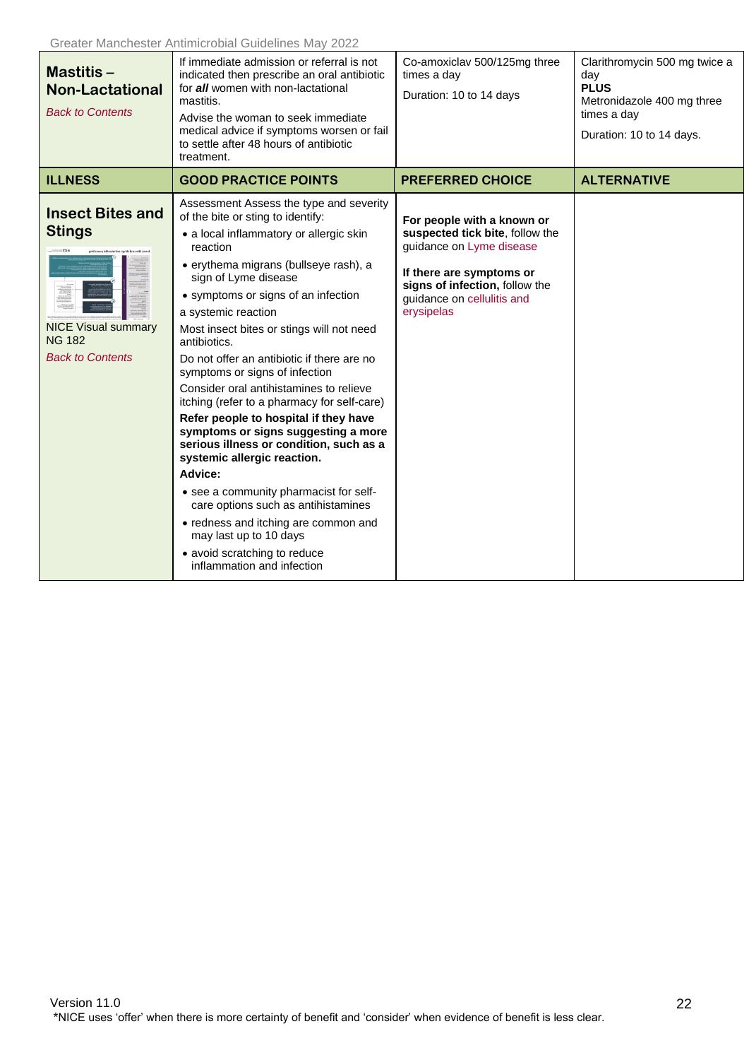| | | | |
|---|---|---|---|
| **Mastitis – Non-Lactational**<br>*Back to Contents* | If immediate admission or referral is not indicated then prescribe an oral antibiotic for ***all*** women with non-lactational mastitis.<br>Advise the woman to seek immediate medical advice if symptoms worsen or fail to settle after 48 hours of antibiotic treatment. | Co-amoxiclav 500/125mg three times a day<br>Duration: 10 to 14 days | Clarithromycin 500 mg twice a day<br>**PLUS**<br>Metronidazole 400 mg three times a day<br>Duration: 10 to 14 days. |

| ILLNESS | GOOD PRACTICE POINTS | PREFERRED CHOICE | ALTERNATIVE |
|---|---|---|---|
| **Insect Bites and Stings**<br>NICE Visual summary NG 182<br>*Back to Contents* | Assessment Assess the type and severity of the bite or sting to identify:<br>• a local inflammatory or allergic skin reaction<br>• erythema migrans (bullseye rash), a sign of Lyme disease<br>• symptoms or signs of an infection<br>a systemic reaction<br>Most insect bites or stings will not need antibiotics.<br>Do not offer an antibiotic if there are no symptoms or signs of infection<br>Consider oral antihistamines to relieve itching (refer to a pharmacy for self-care)<br>**Refer people to hospital if they have symptoms or signs suggesting a more serious illness or condition, such as a systemic allergic reaction.**<br>**Advice:**<br>• see a community pharmacist for self-care options such as antihistamines<br>• redness and itching are common and may last up to 10 days<br>• avoid scratching to reduce inflammation and infection | **For people with a known or suspected tick bite**, follow the guidance on Lyme disease<br><br>**If there are symptoms or signs of infection,** follow the guidance on cellulitis and erysipelas | |

Version 11.0

*NICE uses 'offer' when there is more certainty of benefit and 'consider' when evidence of benefit is less clear.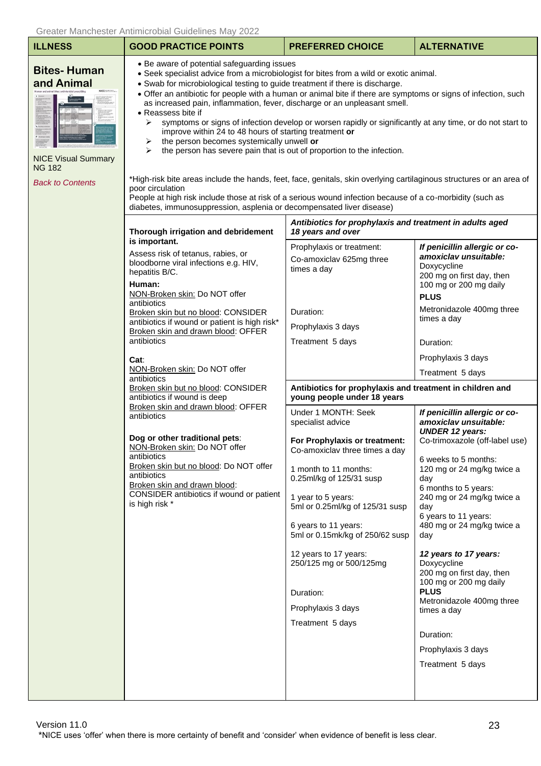| ILLNESS | GOOD PRACTICE POINTS | PREFERRED CHOICE | ALTERNATIVE |
|---|---|---|---|
| **Bites- Human and Animal**<br><br>NICE Visual Summary NG 182<br><br>*Back to Contents* | • Be aware of potential safeguarding issues<br>• Seek specialist advice from a microbiologist for bites from a wild or exotic animal.<br>• Swab for microbiological testing to guide treatment if there is discharge.<br>• Offer an antibiotic for people with a human or animal bite if there are symptoms or signs of infection, such as increased pain, inflammation, fever, discharge or an unpleasant smell.<br>• Reassess bite if<br>➢ symptoms or signs of infection develop or worsen rapidly or significantly at any time, or do not start to improve within 24 to 48 hours of starting treatment **or**<br>➢ the person becomes systemically unwell **or**<br>➢ the person has severe pain that is out of proportion to the infection.<br><br>*High-risk bite areas include the hands, feet, face, genitals, skin overlying cartilaginous structures or an area of poor circulation<br>People at high risk include those at risk of a serious wound infection because of a co-morbidity (such as diabetes, immunosuppression, asplenia or decompensated liver disease) | | |
| | **Thorough irrigation and debridement is important.**<br>Assess risk of tetanus, rabies, or bloodborne viral infections e.g. HIV, hepatitis B/C.<br>**Human:**<br>NON-Broken skin: Do NOT offer antibiotics<br>Broken skin but no blood: CONSIDER antibiotics if wound or patient is high risk*<br>Broken skin and drawn blood: OFFER antibiotics<br><br>**Cat**:<br>NON-Broken skin: Do NOT offer antibiotics<br>Broken skin but no blood: CONSIDER antibiotics if wound is deep<br>Broken skin and drawn blood: OFFER antibiotics<br><br>**Dog or other traditional pets**:<br>NON-Broken skin: Do NOT offer antibiotics<br>Broken skin but no blood: Do NOT offer antibiotics<br>Broken skin and drawn blood: CONSIDER antibiotics if wound or patient is high risk * | ***Antibiotics for prophylaxis and treatment in adults aged 18 years and over***<br><br>Prophylaxis or treatment:<br>Co-amoxiclav 625mg three times a day<br><br>Duration:<br>Prophylaxis 3 days<br>Treatment 5 days | ***If penicillin allergic or co-amoxiclav unsuitable:***<br>Doxycycline<br>200 mg on first day, then 100 mg or 200 mg daily<br>**PLUS**<br>Metronidazole 400mg three times a day<br><br>Duration:<br>Prophylaxis 3 days<br>Treatment 5 days |
| | | **Antibiotics for prophylaxis and treatment in children and young people under 18 years**<br><br>Under 1 MONTH: Seek specialist advice<br><br>**For Prophylaxis or treatment:**<br>Co-amoxiclav three times a day<br><br>1 month to 11 months:<br>0.25ml/kg of 125/31 susp<br><br>1 year to 5 years:<br>5ml or 0.25ml/kg of 125/31 susp<br><br>6 years to 11 years:<br>5ml or 0.15mk/kg of 250/62 susp<br><br>12 years to 17 years:<br>250/125 mg or 500/125mg<br><br>Duration:<br>Prophylaxis 3 days<br>Treatment 5 days | ***If penicillin allergic or co-amoxiclav unsuitable:***<br>***UNDER 12 years:***<br>Co-trimoxazole (off-label use)<br><br>6 weeks to 5 months:<br>120 mg or 24 mg/kg twice a day<br>6 months to 5 years:<br>240 mg or 24 mg/kg twice a day<br>6 years to 11 years:<br>480 mg or 24 mg/kg twice a day<br><br>***12 years to 17 years:***<br>Doxycycline<br>200 mg on first day, then 100 mg or 200 mg daily<br>**PLUS**<br>Metronidazole 400mg three times a day<br><br>Duration:<br>Prophylaxis 3 days<br>Treatment 5 days |

*NICE uses 'offer' when there is more certainty of benefit and 'consider' when evidence of benefit is less clear.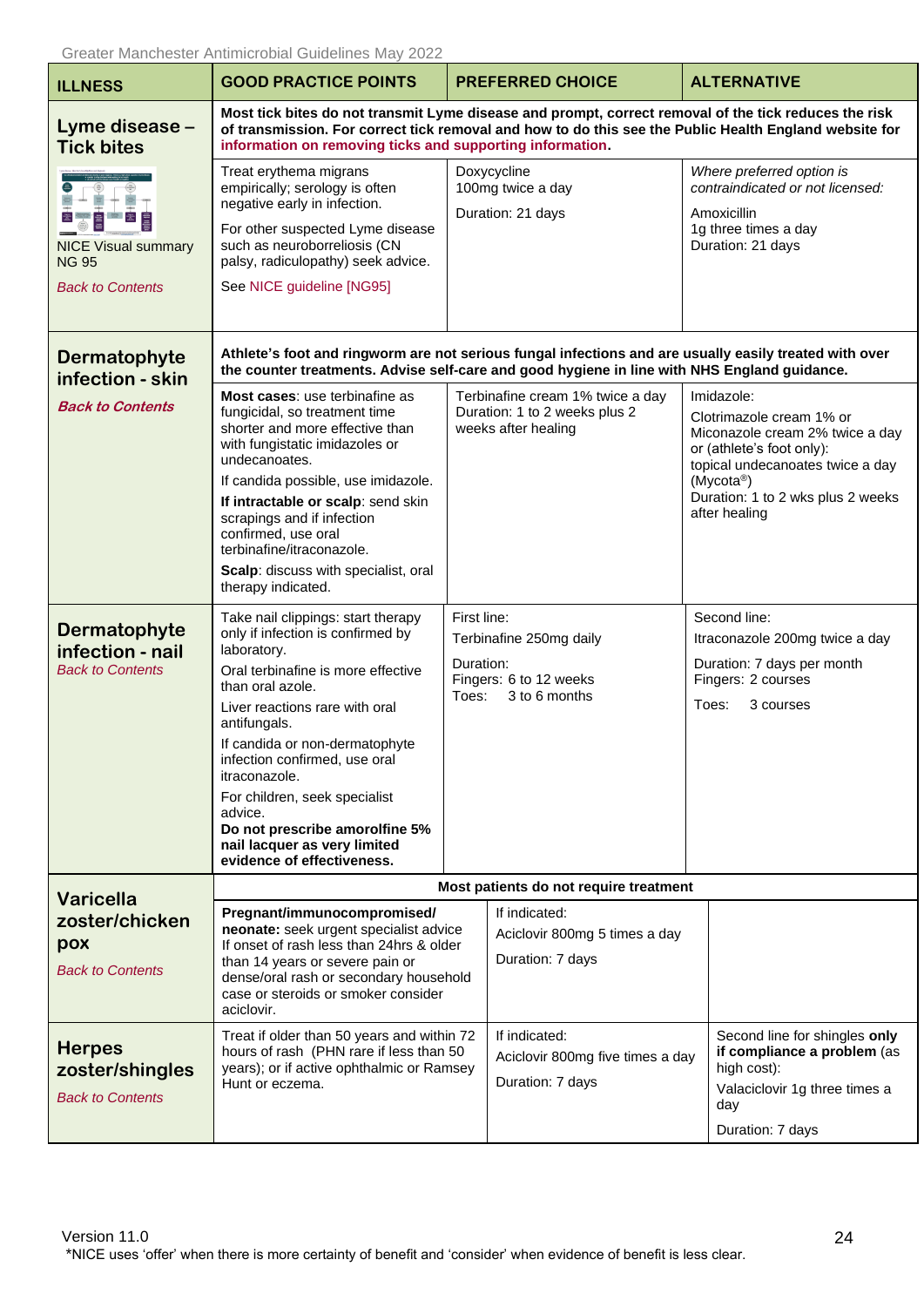| ILLNESS | GOOD PRACTICE POINTS | PREFERRED CHOICE | ALTERNATIVE |
|---|---|---|---|
| **Lyme disease – Tick bites** | **Most tick bites do not transmit Lyme disease and prompt, correct removal of the tick reduces the risk of transmission. For correct tick removal and how to do this see the Public Health England website for information on removing ticks and supporting information.** | | |
| NICE Visual summary NG 95<br>*Back to Contents* | Treat erythema migrans empirically; serology is often negative early in infection.<br>For other suspected Lyme disease such as neuroborreliosis (CN palsy, radiculopathy) seek advice.<br>See NICE guideline [NG95] | Doxycycline 100mg twice a day<br>Duration: 21 days | *Where preferred option is contraindicated or not licensed:*<br>Amoxicillin 1g three times a day<br>Duration: 21 days |
| **Dermatophyte infection - skin** | **Athlete's foot and ringworm are not serious fungal infections and are usually easily treated with over the counter treatments. Advise self-care and good hygiene in line with NHS England guidance.** | | |
| ***Back to Contents*** | **Most cases**: use terbinafine as fungicidal, so treatment time shorter and more effective than with fungistatic imidazoles or undecanoates.<br>If candida possible, use imidazole.<br>**If intractable or scalp**: send skin scrapings and if infection confirmed, use oral terbinafine/itraconazole.<br>**Scalp**: discuss with specialist, oral therapy indicated. | Terbinafine cream 1% twice a day<br>Duration: 1 to 2 weeks plus 2 weeks after healing | Imidazole:<br>Clotrimazole cream 1% or Miconazole cream 2% twice a day or (athlete's foot only): topical undecanoates twice a day (Mycota®)<br>Duration: 1 to 2 wks plus 2 weeks after healing |
| **Dermatophyte infection - nail**<br>*Back to Contents* | Take nail clippings: start therapy only if infection is confirmed by laboratory.<br>Oral terbinafine is more effective than oral azole.<br>Liver reactions rare with oral antifungals.<br>If candida or non-dermatophyte infection confirmed, use oral itraconazole.<br>For children, seek specialist advice.<br>**Do not prescribe amorolfine 5% nail lacquer as very limited evidence of effectiveness.** | First line:<br>Terbinafine 250mg daily<br>Duration:<br>Fingers: 6 to 12 weeks<br>Toes: 3 to 6 months | Second line:<br>Itraconazole 200mg twice a day<br>Duration: 7 days per month<br>Fingers: 2 courses<br>Toes: 3 courses |
| **Varicella zoster/chicken pox** | **Most patients do not require treatment** | | |
| *Back to Contents* | **Pregnant/immunocompromised/ neonate:** seek urgent specialist advice<br>If onset of rash less than 24hrs & older than 14 years or severe pain or dense/oral rash or secondary household case or steroids or smoker consider aciclovir. | If indicated:<br>Aciclovir 800mg 5 times a day<br>Duration: 7 days | |
| **Herpes zoster/shingles**<br>*Back to Contents* | Treat if older than 50 years and within 72 hours of rash (PHN rare if less than 50 years); or if active ophthalmic or Ramsey Hunt or eczema. | If indicated:<br>Aciclovir 800mg five times a day<br>Duration: 7 days | Second line for shingles **only if compliance a problem** (as high cost):<br>Valaciclovir 1g three times a day<br>Duration: 7 days |

*NICE uses 'offer' when there is more certainty of benefit and 'consider' when evidence of benefit is less clear.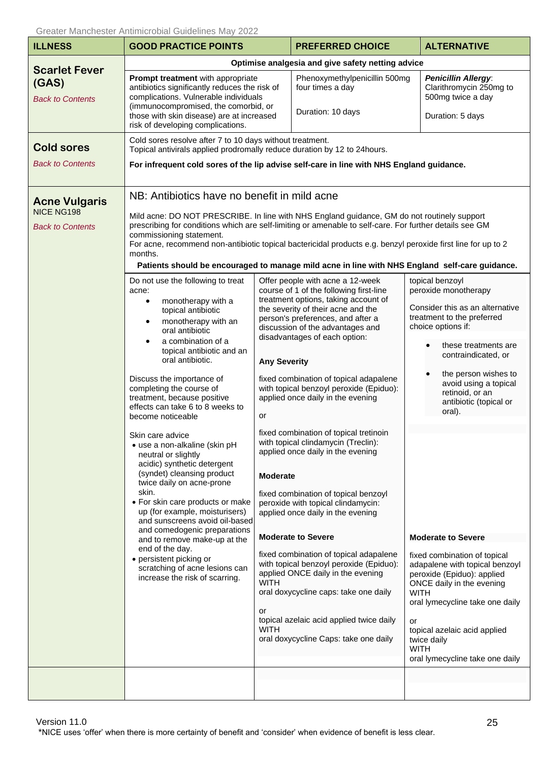Greater Manchester Antimicrobial Guidelines May 2022

| ILLNESS | GOOD PRACTICE POINTS | PREFERRED CHOICE | ALTERNATIVE |
|---|---|---|---|
| **Scarlet Fever (GAS)**<br>*Back to Contents* | **Optimise analgesia and give safety netting advice** | | |
| | **Prompt treatment** with appropriate antibiotics significantly reduces the risk of complications. Vulnerable individuals (immunocompromised, the comorbid, or those with skin disease) are at increased risk of developing complications. | Phenoxymethylpenicillin 500mg four times a day<br><br>Duration: 10 days | ***Penicillin Allergy***:<br>Clarithromycin 250mg to 500mg twice a day<br><br>Duration: 5 days |
| **Cold sores**<br>*Back to Contents* | Cold sores resolve after 7 to 10 days without treatment.<br>Topical antivirals applied prodromally reduce duration by 12 to 24hours.<br>**For infrequent cold sores of the lip advise self-care in line with NHS England guidance.** | | |
| **Acne Vulgaris**<br>NICE NG198<br>*Back to Contents* | NB: Antibiotics have no benefit in mild acne<br><br>Mild acne: DO NOT PRESCRIBE. In line with NHS England guidance, GM do not routinely support prescribing for conditions which are self-limiting or amenable to self-care. For further details see GM commissioning statement.<br>For acne, recommend non-antibiotic topical bactericidal products e.g. benzyl peroxide first line for up to 2 months.<br>**Patients should be encouraged to manage mild acne in line with NHS England self-care guidance.** | | |
| | Do not use the following to treat acne:<br>• monotherapy with a topical antibiotic<br>• monotherapy with an oral antibiotic<br>• a combination of a topical antibiotic and an oral antibiotic.<br><br>Discuss the importance of completing the course of treatment, because positive effects can take 6 to 8 weeks to become noticeable<br><br>Skin care advice<br>• use a non-alkaline (skin pH neutral or slightly acidic) synthetic detergent (syndet) cleansing product twice daily on acne-prone skin.<br>• For skin care products or make up (for example, moisturisers) and sunscreens avoid oil-based and comedogenic preparations and to remove make-up at the end of the day.<br>• persistent picking or scratching of acne lesions can increase the risk of scarring. | Offer people with acne a 12-week course of 1 of the following first-line treatment options, taking account of the severity of their acne and the person's preferences, and after a discussion of the advantages and disadvantages of each option:<br><br>**Any Severity**<br><br>fixed combination of topical adapalene with topical benzoyl peroxide (Epiduo): applied once daily in the evening<br><br>or<br><br>fixed combination of topical tretinoin with topical clindamycin (Treclin): applied once daily in the evening<br><br>**Moderate**<br><br>fixed combination of topical benzoyl peroxide with topical clindamycin: applied once daily in the evening<br><br>**Moderate to Severe**<br><br>fixed combination of topical adapalene with topical benzoyl peroxide (Epiduo): applied ONCE daily in the evening WITH<br>oral doxycycline caps: take one daily<br><br>or<br>topical azelaic acid applied twice daily WITH<br>oral doxycycline Caps: take one daily | topical benzoyl peroxide monotherapy<br><br>Consider this as an alternative treatment to the preferred choice options if:<br>• these treatments are contraindicated, or<br>• the person wishes to avoid using a topical retinoid, or an antibiotic (topical or oral).<br><br>**Moderate to Severe**<br><br>fixed combination of topical adapalene with topical benzoyl peroxide (Epiduo): applied ONCE daily in the evening<br>WITH<br>oral lymecycline take one daily<br><br>or<br>topical azelaic acid applied twice daily<br>WITH<br>oral lymecycline take one daily |

Version 11.0

*NICE uses 'offer' when there is more certainty of benefit and 'consider' when evidence of benefit is less clear.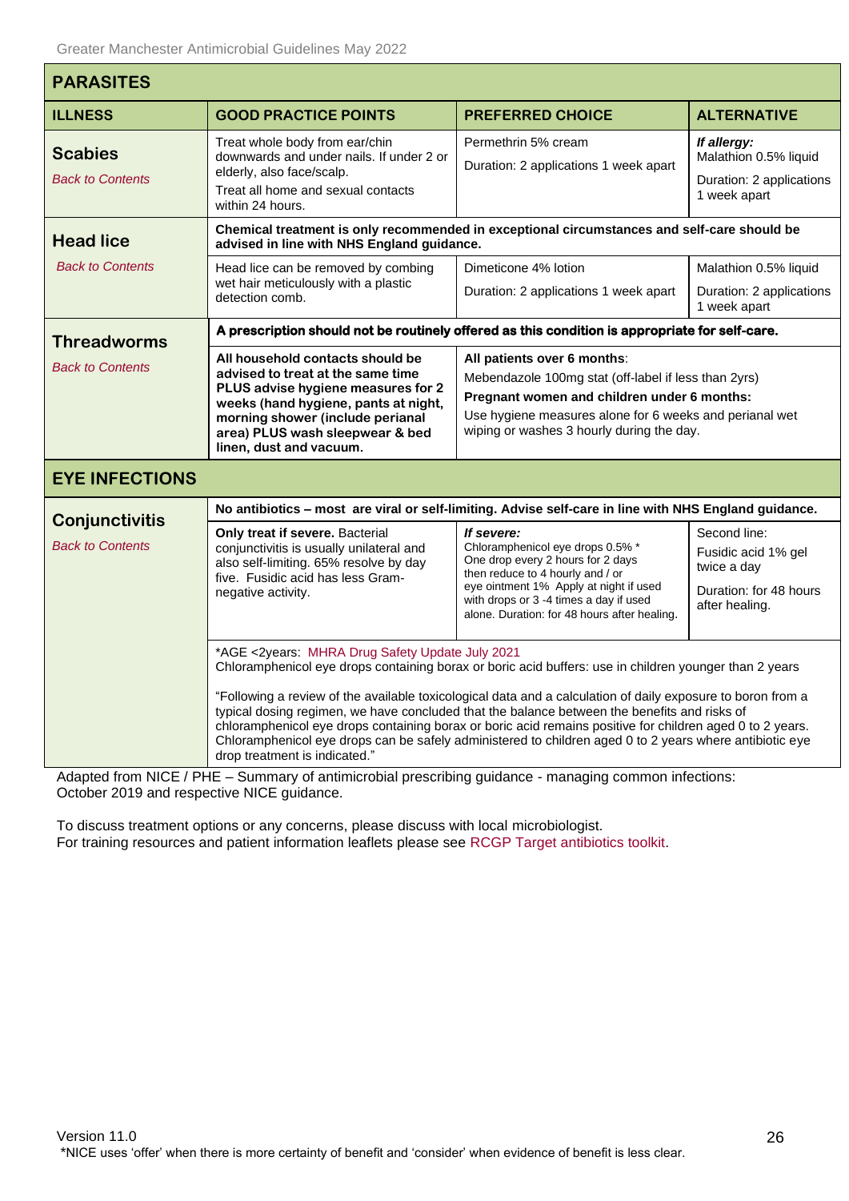## PARASITES

| ILLNESS | GOOD PRACTICE POINTS | PREFERRED CHOICE | ALTERNATIVE |
|---|---|---|---|
| **Scabies**<br>*Back to Contents* | Treat whole body from ear/chin downwards and under nails. If under 2 or elderly, also face/scalp.<br>Treat all home and sexual contacts within 24 hours. | Permethrin 5% cream<br>Duration: 2 applications 1 week apart | ***If allergy:***<br>Malathion 0.5% liquid<br>Duration: 2 applications 1 week apart |
| **Head lice**<br>*Back to Contents* | **Chemical treatment is only recommended in exceptional circumstances and self-care should be advised in line with NHS England guidance.** | | |
| | Head lice can be removed by combing wet hair meticulously with a plastic detection comb. | Dimeticone 4% lotion<br>Duration: 2 applications 1 week apart | Malathion 0.5% liquid<br>Duration: 2 applications 1 week apart |
| **Threadworms**<br>*Back to Contents* | **A prescription should not be routinely offered as this condition is appropriate for self-care.** | | |
| | **All household contacts should be advised to treat at the same time PLUS advise hygiene measures for 2 weeks (hand hygiene, pants at night, morning shower (include perianal area) PLUS wash sleepwear & bed linen, dust and vacuum.** | **All patients over 6 months**:<br>Mebendazole 100mg stat (off-label if less than 2yrs)<br>**Pregnant women and children under 6 months:**<br>Use hygiene measures alone for 6 weeks and perianal wet wiping or washes 3 hourly during the day. | |

## EYE INFECTIONS

| ILLNESS | GOOD PRACTICE POINTS | PREFERRED CHOICE | ALTERNATIVE |
|---|---|---|---|
| **Conjunctivitis**<br>*Back to Contents* | **No antibiotics – most are viral or self-limiting. Advise self-care in line with NHS England guidance.** | | |
| | **Only treat if severe.** Bacterial conjunctivitis is usually unilateral and also self-limiting. 65% resolve by day five. Fusidic acid has less Gram-negative activity. | ***If severe:***<br>Chloramphenicol eye drops 0.5% *<br>One drop every 2 hours for 2 days then reduce to 4 hourly and / or eye ointment 1% Apply at night if used with drops or 3 -4 times a day if used alone. Duration: for 48 hours after healing. | Second line:<br>Fusidic acid 1% gel twice a day<br>Duration: for 48 hours after healing. |
| | *AGE <2years: MHRA Drug Safety Update July 2021<br>Chloramphenicol eye drops containing borax or boric acid buffers: use in children younger than 2 years<br><br>"Following a review of the available toxicological data and a calculation of daily exposure to boron from a typical dosing regimen, we have concluded that the balance between the benefits and risks of chloramphenicol eye drops containing borax or boric acid remains positive for children aged 0 to 2 years. Chloramphenicol eye drops can be safely administered to children aged 0 to 2 years where antibiotic eye drop treatment is indicated." | | |

Adapted from NICE / PHE – Summary of antimicrobial prescribing guidance - managing common infections: October 2019 and respective NICE guidance.

To discuss treatment options or any concerns, please discuss with local microbiologist.
For training resources and patient information leaflets please see RCGP Target antibiotics toolkit.

*NICE uses 'offer' when there is more certainty of benefit and 'consider' when evidence of benefit is less clear.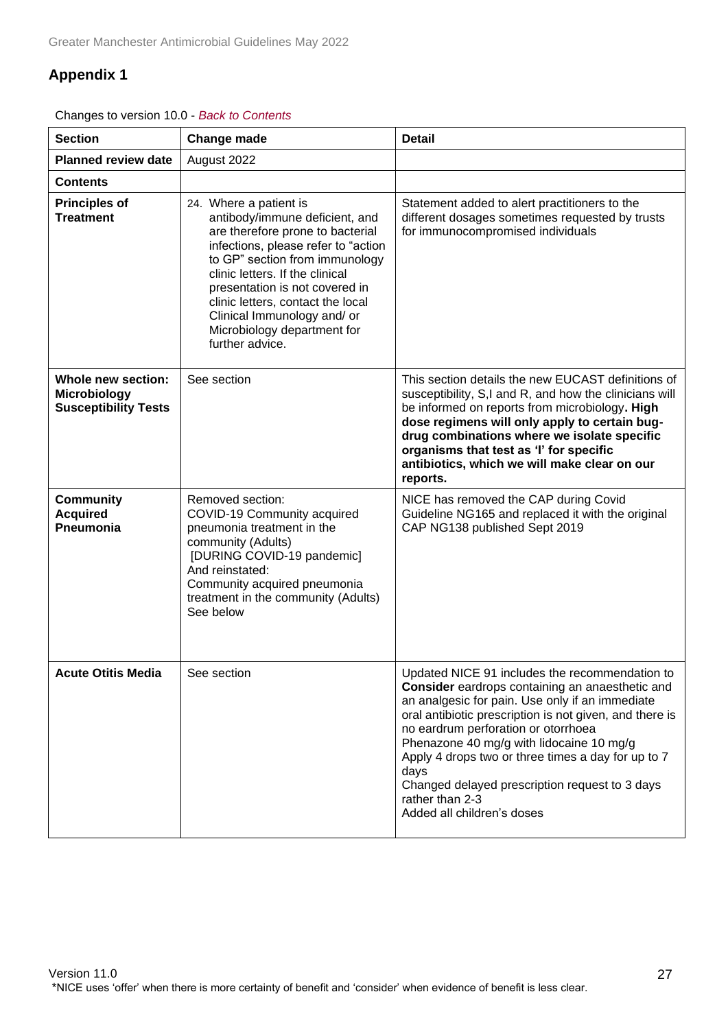## Appendix 1

Changes to version 10.0 - *Back to Contents*

| Section | Change made | Detail |
|---|---|---|
| **Planned review date** | August 2022 | |
| **Contents** | | |
| **Principles of Treatment** | 24. Where a patient is antibody/immune deficient, and are therefore prone to bacterial infections, please refer to "action to GP" section from immunology clinic letters. If the clinical presentation is not covered in clinic letters, contact the local Clinical Immunology and/ or Microbiology department for further advice. | Statement added to alert practitioners to the different dosages sometimes requested by trusts for immunocompromised individuals |
| **Whole new section: Microbiology Susceptibility Tests** | See section | This section details the new EUCAST definitions of susceptibility, S,I and R, and how the clinicians will be informed on reports from microbiology**. High dose regimens will only apply to certain bug-drug combinations where we isolate specific organisms that test as 'I' for specific antibiotics, which we will make clear on our reports.** |
| **Community Acquired Pneumonia** | Removed section: COVID-19 Community acquired pneumonia treatment in the community (Adults) [DURING COVID-19 pandemic] And reinstated: Community acquired pneumonia treatment in the community (Adults) See below | NICE has removed the CAP during Covid Guideline NG165 and replaced it with the original CAP NG138 published Sept 2019 |
| **Acute Otitis Media** | See section | Updated NICE 91 includes the recommendation to **Consider** eardrops containing an anaesthetic and an analgesic for pain. Use only if an immediate oral antibiotic prescription is not given, and there is no eardrum perforation or otorrhoea<br>Phenazone 40 mg/g with lidocaine 10 mg/g<br>Apply 4 drops two or three times a day for up to 7 days<br>Changed delayed prescription request to 3 days rather than 2-3<br>Added all children's doses |

*NICE uses 'offer' when there is more certainty of benefit and 'consider' when evidence of benefit is less clear.